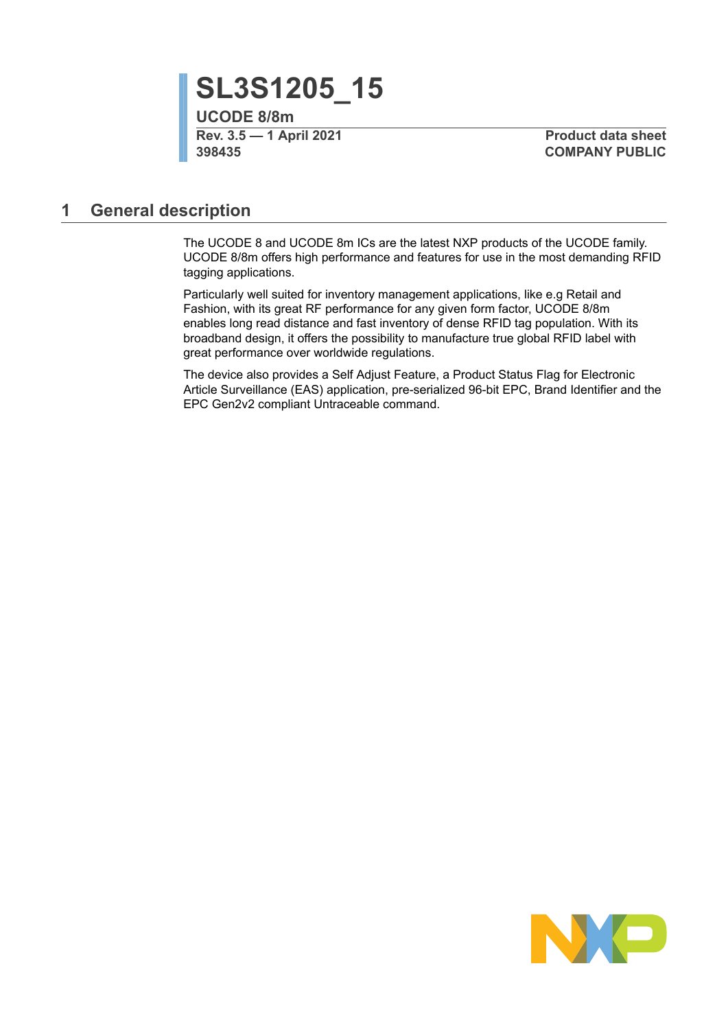# SL3S1205_15

**UCODE 8/8m**

**Rev. 3.5 — 1 April 2021**
**398435**

**Product data sheet**
**COMPANY PUBLIC**

## 1 General description

The UCODE 8 and UCODE 8m ICs are the latest NXP products of the UCODE family. UCODE 8/8m offers high performance and features for use in the most demanding RFID tagging applications.

Particularly well suited for inventory management applications, like e.g Retail and Fashion, with its great RF performance for any given form factor, UCODE 8/8m enables long read distance and fast inventory of dense RFID tag population. With its broadband design, it offers the possibility to manufacture true global RFID label with great performance over worldwide regulations.

The device also provides a Self Adjust Feature, a Product Status Flag for Electronic Article Surveillance (EAS) application, pre-serialized 96-bit EPC, Brand Identifier and the EPC Gen2v2 compliant Untraceable command.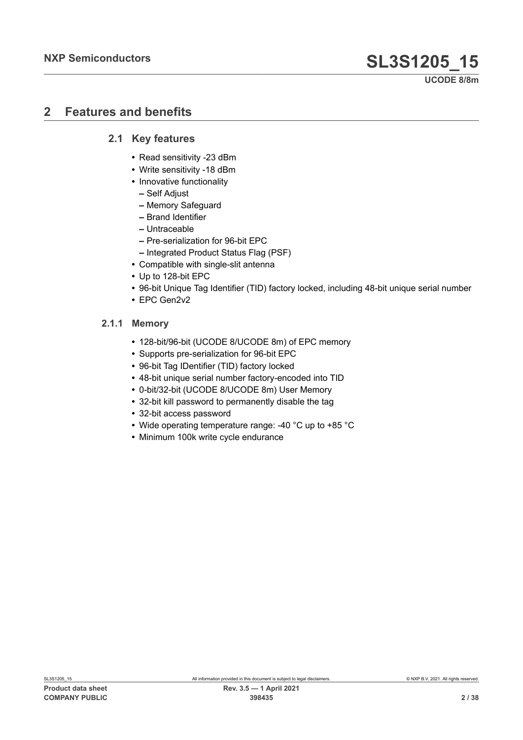## 2 Features and benefits

### 2.1 Key features

- Read sensitivity -23 dBm
- Write sensitivity -18 dBm
- Innovative functionality
  - Self Adjust
  - Memory Safeguard
  - Brand Identifier
  - Untraceable
  - Pre-serialization for 96-bit EPC
  - Integrated Product Status Flag (PSF)
- Compatible with single-slit antenna
- Up to 128-bit EPC
- 96-bit Unique Tag Identifier (TID) factory locked, including 48-bit unique serial number
- EPC Gen2v2

#### 2.1.1 Memory

- 128-bit/96-bit (UCODE 8/UCODE 8m) of EPC memory
- Supports pre-serialization for 96-bit EPC
- 96-bit Tag IDentifier (TID) factory locked
- 48-bit unique serial number factory-encoded into TID
- 0-bit/32-bit (UCODE 8/UCODE 8m) User Memory
- 32-bit kill password to permanently disable the tag
- 32-bit access password
- Wide operating temperature range: -40 °C up to +85 °C
- Minimum 100k write cycle endurance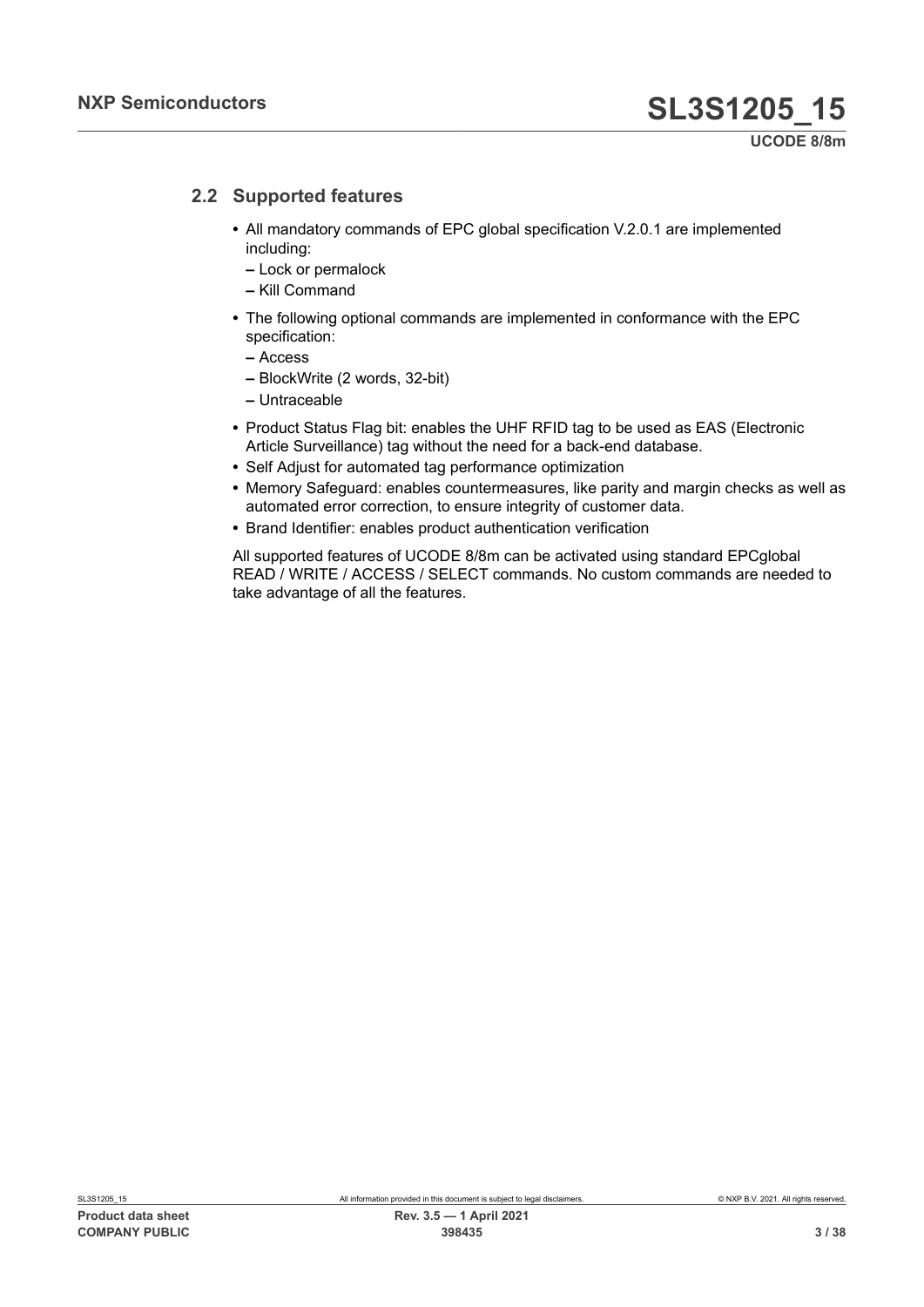## 2.2 Supported features

- All mandatory commands of EPC global specification V.2.0.1 are implemented including:
  - Lock or permalock
  - Kill Command
- The following optional commands are implemented in conformance with the EPC specification:
  - Access
  - BlockWrite (2 words, 32-bit)
  - Untraceable
- Product Status Flag bit: enables the UHF RFID tag to be used as EAS (Electronic Article Surveillance) tag without the need for a back-end database.
- Self Adjust for automated tag performance optimization
- Memory Safeguard: enables countermeasures, like parity and margin checks as well as automated error correction, to ensure integrity of customer data.
- Brand Identifier: enables product authentication verification

All supported features of UCODE 8/8m can be activated using standard EPCglobal READ / WRITE / ACCESS / SELECT commands. No custom commands are needed to take advantage of all the features.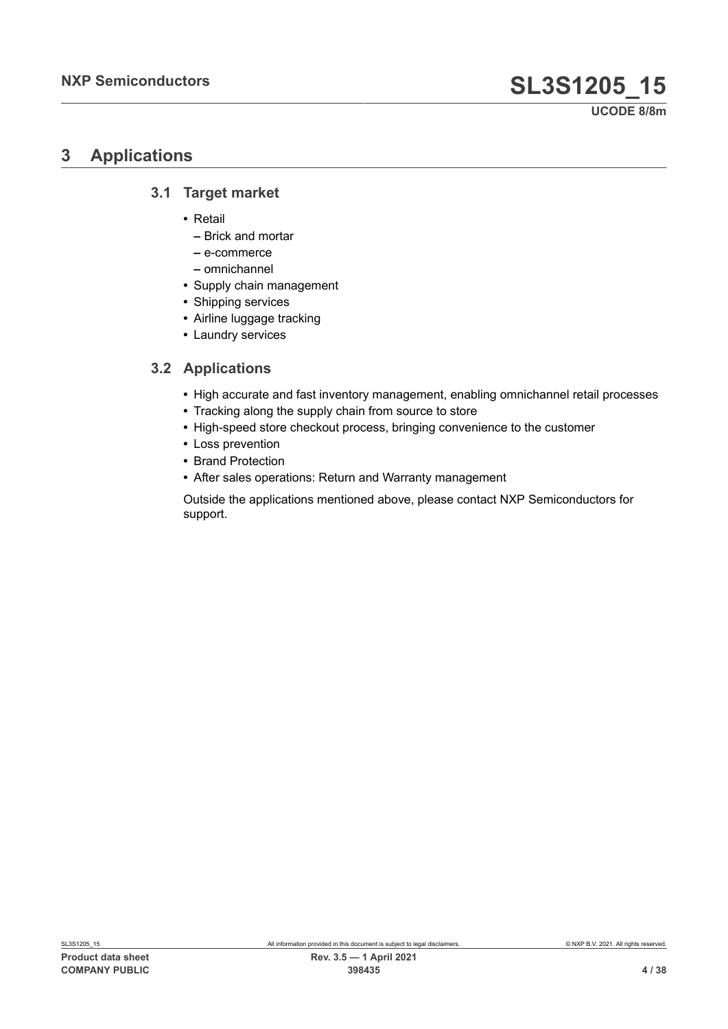# 3 Applications

## 3.1 Target market

- Retail
  - Brick and mortar
  - e-commerce
  - omnichannel
- Supply chain management
- Shipping services
- Airline luggage tracking
- Laundry services

## 3.2 Applications

- High accurate and fast inventory management, enabling omnichannel retail processes
- Tracking along the supply chain from source to store
- High-speed store checkout process, bringing convenience to the customer
- Loss prevention
- Brand Protection
- After sales operations: Return and Warranty management

Outside the applications mentioned above, please contact NXP Semiconductors for support.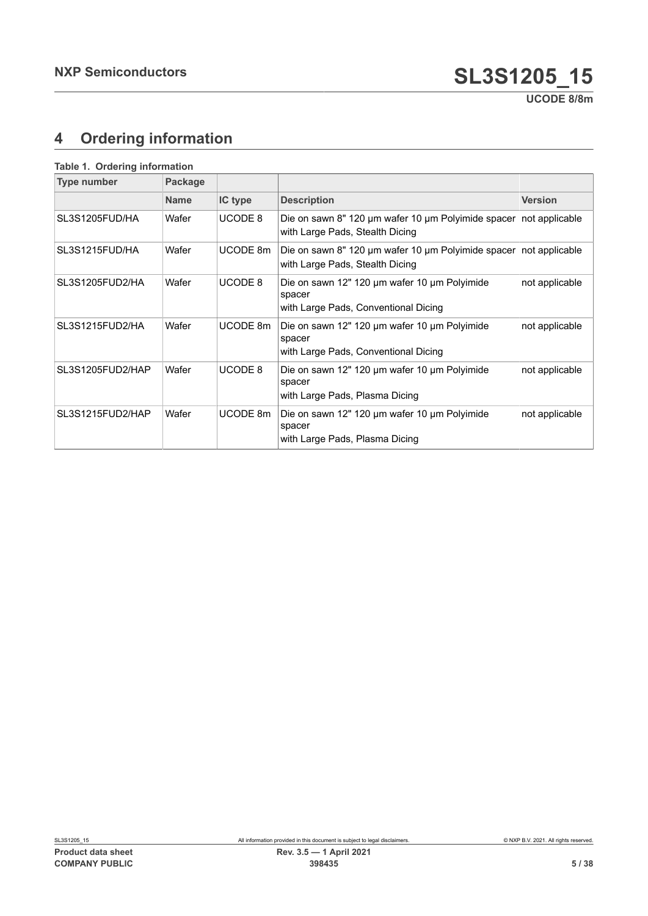## 4 Ordering information

**Table 1. Ordering information**

| Type number | Package | | | |
|---|---|---|---|---|
| | Name | IC type | Description | Version |
| SL3S1205FUD/HA | Wafer | UCODE 8 | Die on sawn 8" 120 µm wafer 10 µm Polyimide spacer with Large Pads, Stealth Dicing | not applicable |
| SL3S1215FUD/HA | Wafer | UCODE 8m | Die on sawn 8" 120 µm wafer 10 µm Polyimide spacer with Large Pads, Stealth Dicing | not applicable |
| SL3S1205FUD2/HA | Wafer | UCODE 8 | Die on sawn 12" 120 µm wafer 10 µm Polyimide spacer with Large Pads, Conventional Dicing | not applicable |
| SL3S1215FUD2/HA | Wafer | UCODE 8m | Die on sawn 12" 120 µm wafer 10 µm Polyimide spacer with Large Pads, Conventional Dicing | not applicable |
| SL3S1205FUD2/HAP | Wafer | UCODE 8 | Die on sawn 12" 120 µm wafer 10 µm Polyimide spacer with Large Pads, Plasma Dicing | not applicable |
| SL3S1215FUD2/HAP | Wafer | UCODE 8m | Die on sawn 12" 120 µm wafer 10 µm Polyimide spacer with Large Pads, Plasma Dicing | not applicable |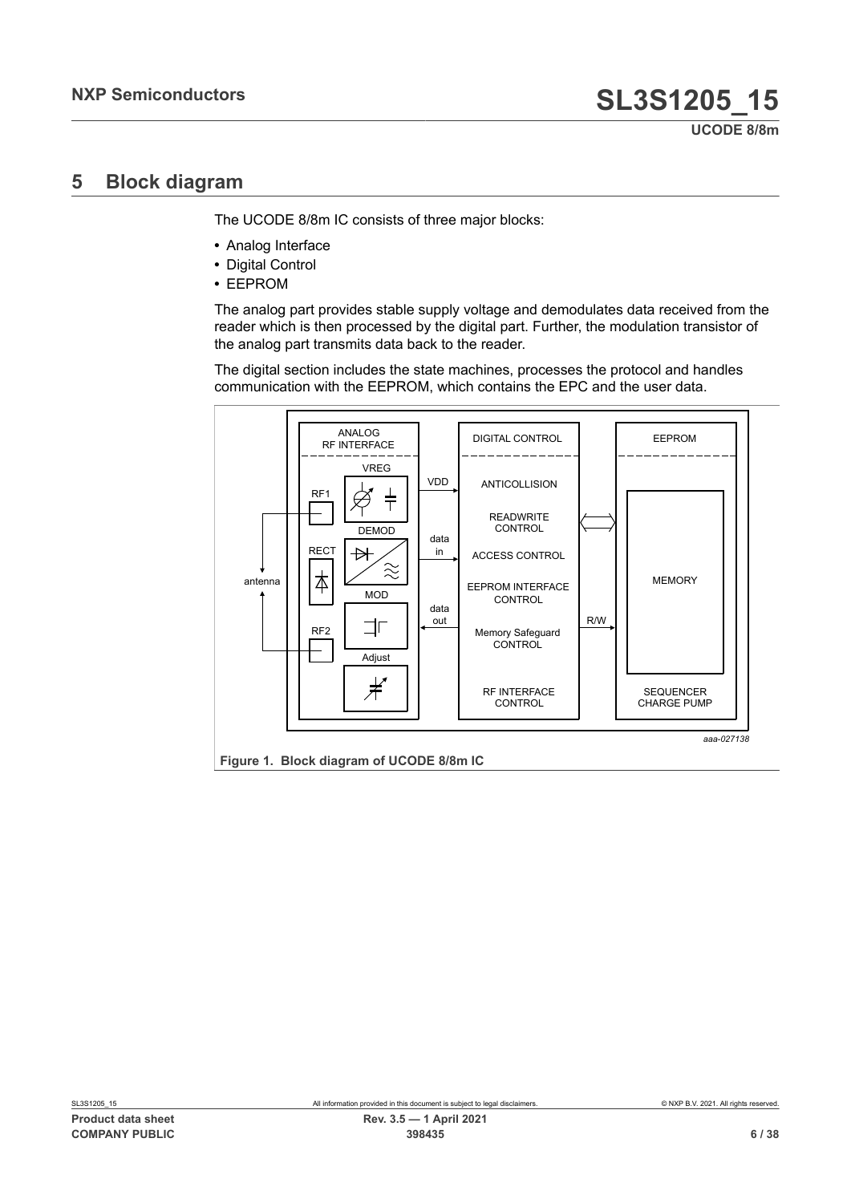## 5 Block diagram

The UCODE 8/8m IC consists of three major blocks:

- Analog Interface
- Digital Control
- EEPROM

The analog part provides stable supply voltage and demodulates data received from the reader which is then processed by the digital part. Further, the modulation transistor of the analog part transmits data back to the reader.

The digital section includes the state machines, processes the protocol and handles communication with the EEPROM, which contains the EPC and the user data.

ANALOG RF INTERFACE
VREG
RF1
DEMOD
RECT
antenna
MOD
RF2
Adjust
VDD
data in
data out
DIGITAL CONTROL
ANTICOLLISION
READWRITE CONTROL
ACCESS CONTROL
EEPROM INTERFACE CONTROL
Memory Safeguard CONTROL
RF INTERFACE CONTROL
R/W
EEPROM
MEMORY
SEQUENCER CHARGE PUMP
aaa-027138

**Figure 1. Block diagram of UCODE 8/8m IC**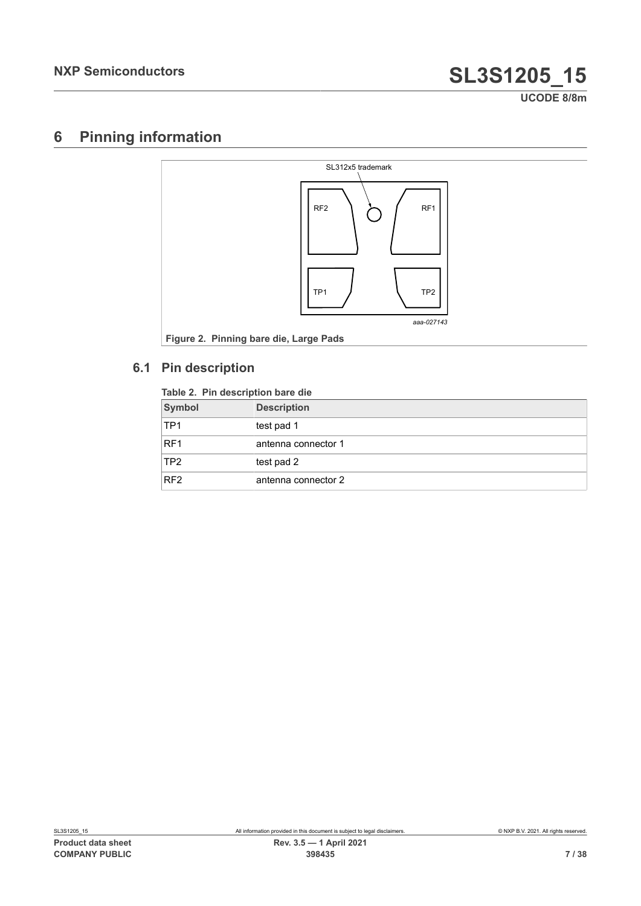# 6 Pinning information

SL312x5 trademark

RF2

RF1

TP1

TP2

aaa-027143

**Figure 2. Pinning bare die, Large Pads**

## 6.1 Pin description

**Table 2. Pin description bare die**

| Symbol | Description |
|---|---|
| TP1 | test pad 1 |
| RF1 | antenna connector 1 |
| TP2 | test pad 2 |
| RF2 | antenna connector 2 |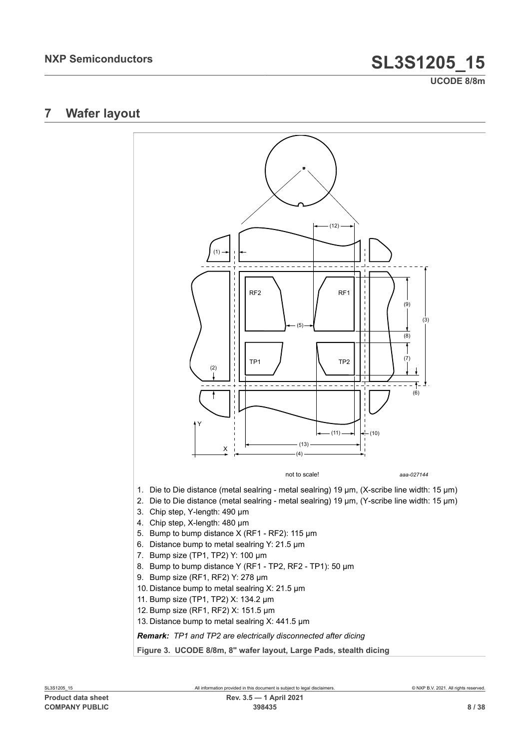## 7 Wafer layout

(12)

(1)

RF2

RF1

(9)

(3)

(5)

(8)

(7)

TP1

TP2

(2)

(6)

Y

(11)

(10)

(13)

X

(4)

not to scale!

aaa-027144

1. Die to Die distance (metal sealring - metal sealring) 19 μm, (X-scribe line width: 15 μm)
2. Die to Die distance (metal sealring - metal sealring) 19 μm, (Y-scribe line width: 15 μm)
3. Chip step, Y-length: 490 μm
4. Chip step, X-length: 480 μm
5. Bump to bump distance X (RF1 - RF2): 115 μm
6. Distance bump to metal sealring Y: 21.5 μm
7. Bump size (TP1, TP2) Y: 100 μm
8. Bump to bump distance Y (RF1 - TP2, RF2 - TP1): 50 μm
9. Bump size (RF1, RF2) Y: 278 μm
10. Distance bump to metal sealring X: 21.5 μm
11. Bump size (TP1, TP2) X: 134.2 μm
12. Bump size (RF1, RF2) X: 151.5 μm
13. Distance bump to metal sealring X: 441.5 μm

***Remark:*** *TP1 and TP2 are electrically disconnected after dicing*

**Figure 3. UCODE 8/8m, 8" wafer layout, Large Pads, stealth dicing**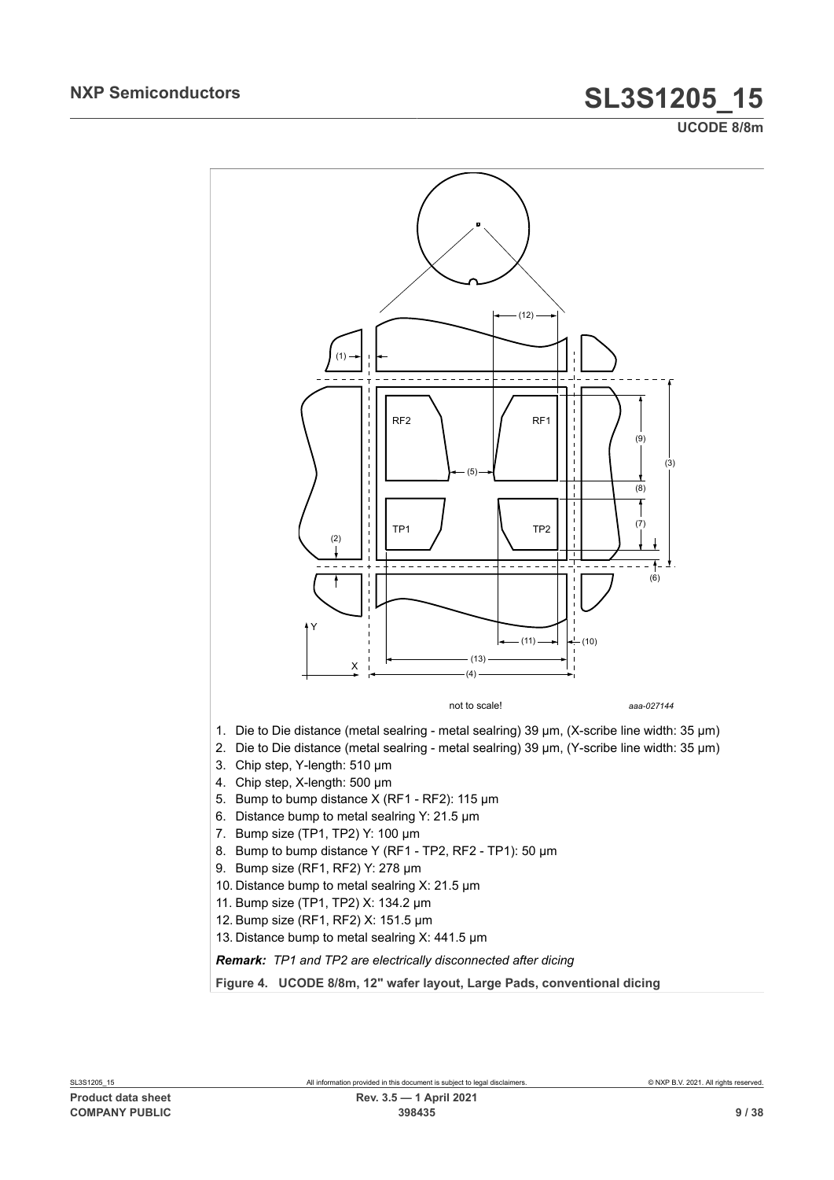(12)

(1)

RF2

RF1

(9)

(3)

(5)

(8)

(7)

TP1

TP2

(2)

(6)

Y

X

(11)

(10)

(13)

(4)

not to scale!

aaa-027144

1. Die to Die distance (metal sealring - metal sealring) 39 μm, (X-scribe line width: 35 μm)
2. Die to Die distance (metal sealring - metal sealring) 39 μm, (Y-scribe line width: 35 μm)
3. Chip step, Y-length: 510 μm
4. Chip step, X-length: 500 μm
5. Bump to bump distance X (RF1 - RF2): 115 μm
6. Distance bump to metal sealring Y: 21.5 μm
7. Bump size (TP1, TP2) Y: 100 μm
8. Bump to bump distance Y (RF1 - TP2, RF2 - TP1): 50 μm
9. Bump size (RF1, RF2) Y: 278 μm
10. Distance bump to metal sealring X: 21.5 μm
11. Bump size (TP1, TP2) X: 134.2 μm
12. Bump size (RF1, RF2) X: 151.5 μm
13. Distance bump to metal sealring X: 441.5 μm

***Remark:*** *TP1 and TP2 are electrically disconnected after dicing*

**Figure 4. UCODE 8/8m, 12" wafer layout, Large Pads, conventional dicing**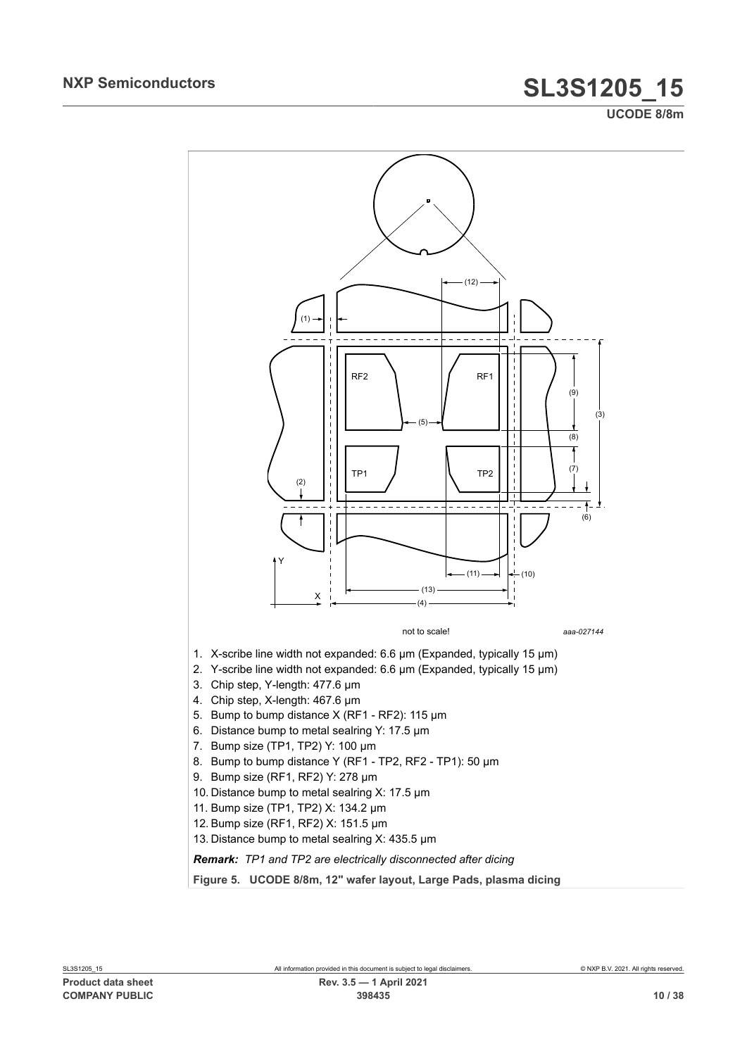(12)

(1)

RF2

RF1

(9)

(3)

(5)

(8)

(7)

TP1

TP2

(2)

(6)

Y

(11)

(10)

(13)

X

(4)

not to scale!

aaa-027144

1. X-scribe line width not expanded: 6.6 µm (Expanded, typically 15 µm)
2. Y-scribe line width not expanded: 6.6 µm (Expanded, typically 15 µm)
3. Chip step, Y-length: 477.6 µm
4. Chip step, X-length: 467.6 µm
5. Bump to bump distance X (RF1 - RF2): 115 µm
6. Distance bump to metal sealring Y: 17.5 µm
7. Bump size (TP1, TP2) Y: 100 µm
8. Bump to bump distance Y (RF1 - TP2, RF2 - TP1): 50 µm
9. Bump size (RF1, RF2) Y: 278 µm
10. Distance bump to metal sealring X: 17.5 µm
11. Bump size (TP1, TP2) X: 134.2 µm
12. Bump size (RF1, RF2) X: 151.5 µm
13. Distance bump to metal sealring X: 435.5 µm

***Remark:*** *TP1 and TP2 are electrically disconnected after dicing*

**Figure 5. UCODE 8/8m, 12" wafer layout, Large Pads, plasma dicing**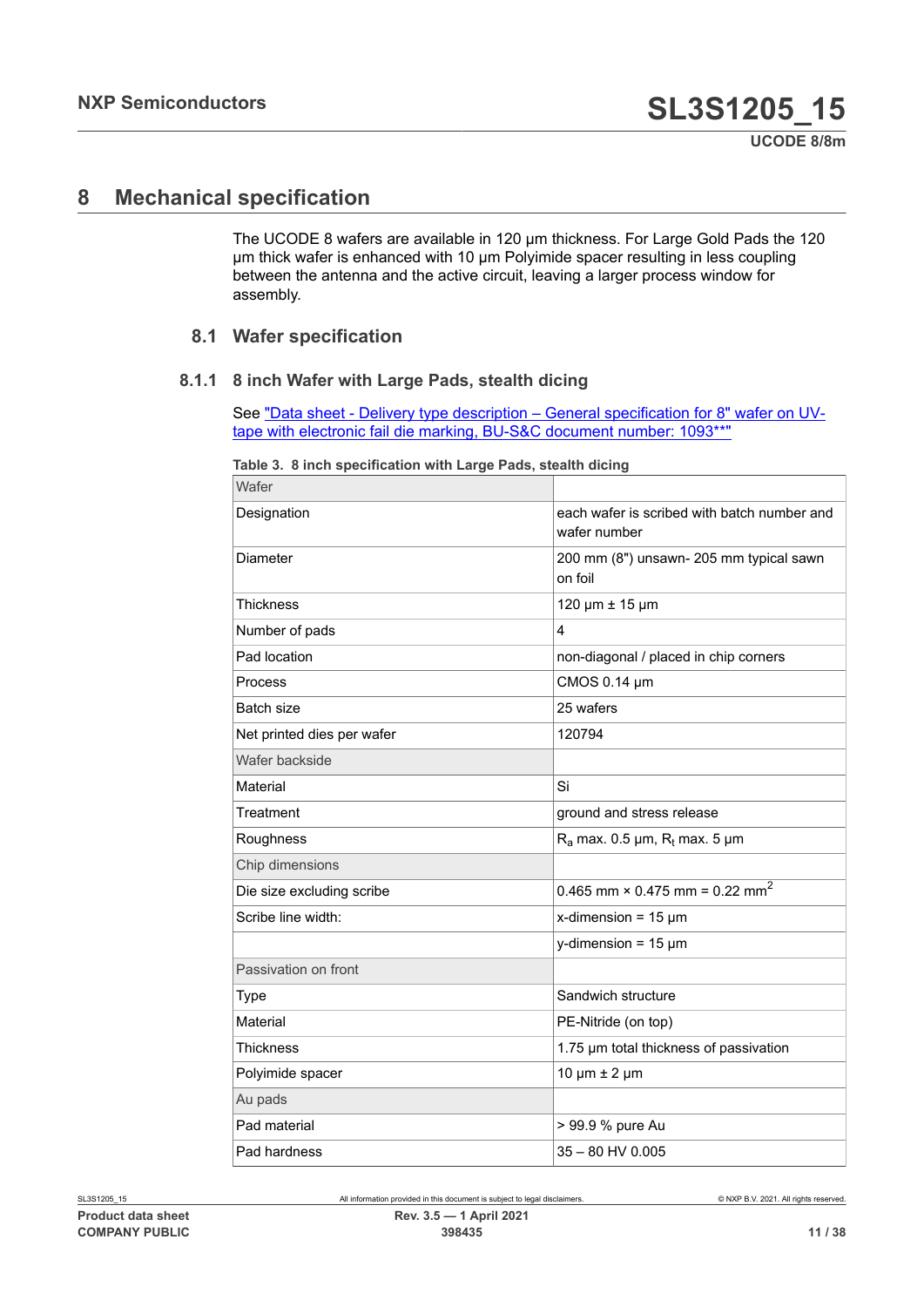# 8 Mechanical specification

The UCODE 8 wafers are available in 120 μm thickness. For Large Gold Pads the 120 μm thick wafer is enhanced with 10 μm Polyimide spacer resulting in less coupling between the antenna and the active circuit, leaving a larger process window for assembly.

## 8.1 Wafer specification

### 8.1.1 8 inch Wafer with Large Pads, stealth dicing

See "Data sheet - Delivery type description – General specification for 8" wafer on UV-tape with electronic fail die marking, BU-S&C document number: 1093**"

Table 3. 8 inch specification with Large Pads, stealth dicing

| | |
|---|---|
| Wafer | |
| Designation | each wafer is scribed with batch number and wafer number |
| Diameter | 200 mm (8") unsawn- 205 mm typical sawn on foil |
| Thickness | 120 μm ± 15 μm |
| Number of pads | 4 |
| Pad location | non-diagonal / placed in chip corners |
| Process | CMOS 0.14 μm |
| Batch size | 25 wafers |
| Net printed dies per wafer | 120794 |
| Wafer backside | |
| Material | Si |
| Treatment | ground and stress release |
| Roughness | $R_a$ max. 0.5 μm, $R_t$ max. 5 μm |
| Chip dimensions | |
| Die size excluding scribe | 0.465 mm × 0.475 mm = 0.22 $mm^2$ |
| Scribe line width: | x-dimension = 15 μm |
| | y-dimension = 15 μm |
| Passivation on front | |
| Type | Sandwich structure |
| Material | PE-Nitride (on top) |
| Thickness | 1.75 μm total thickness of passivation |
| Polyimide spacer | 10 μm ± 2 μm |
| Au pads | |
| Pad material | > 99.9 % pure Au |
| Pad hardness | 35 – 80 HV 0.005 |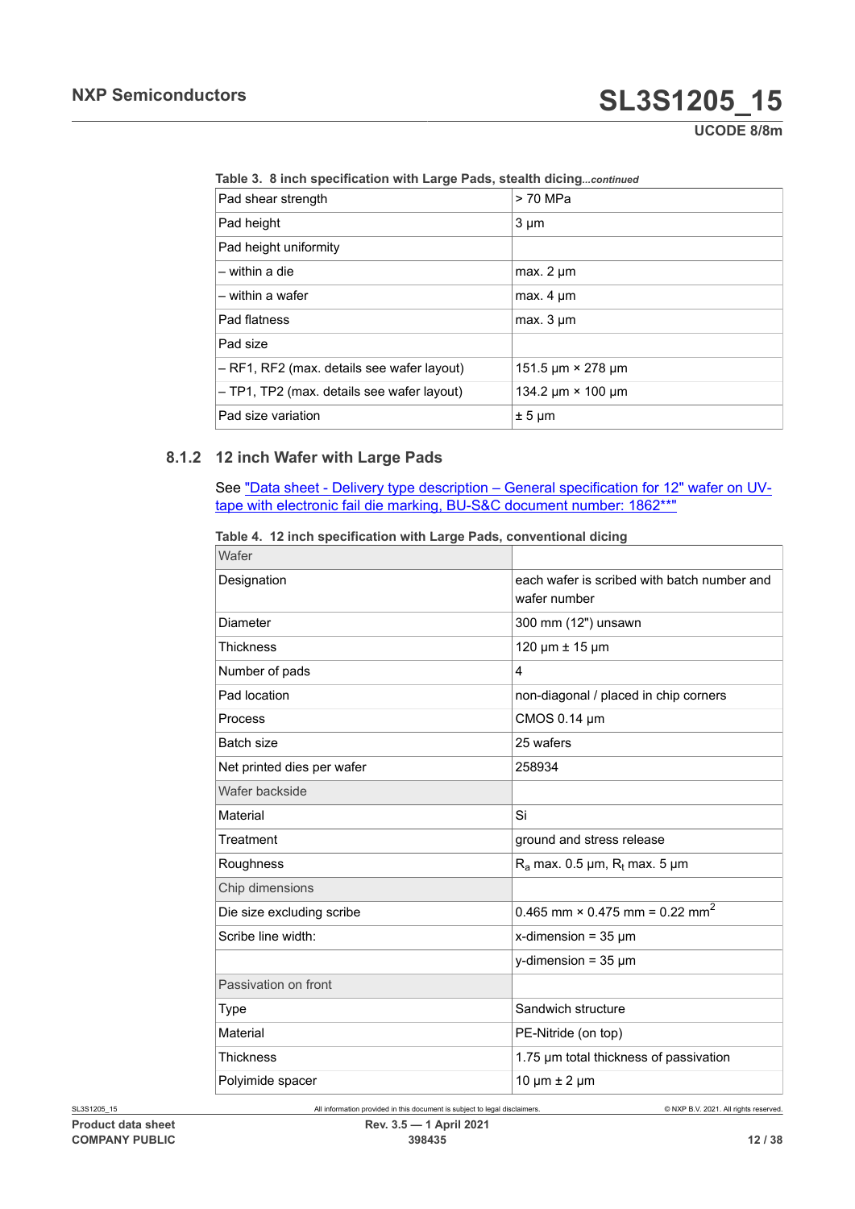Table 3. 8 inch specification with Large Pads, stealth dicing*...continued*

| | |
|---|---|
| Pad shear strength | > 70 MPa |
| Pad height | 3 µm |
| Pad height uniformity | |
| – within a die | max. 2 µm |
| – within a wafer | max. 4 µm |
| Pad flatness | max. 3 µm |
| Pad size | |
| – RF1, RF2 (max. details see wafer layout) | 151.5 µm × 278 µm |
| – TP1, TP2 (max. details see wafer layout) | 134.2 µm × 100 µm |
| Pad size variation | ± 5 µm |

### 8.1.2 12 inch Wafer with Large Pads

See "Data sheet - Delivery type description – General specification for 12" wafer on UV-tape with electronic fail die marking, BU-S&C document number: 1862**"

Table 4. 12 inch specification with Large Pads, conventional dicing

| | |
|---|---|
| Wafer | |
| Designation | each wafer is scribed with batch number and wafer number |
| Diameter | 300 mm (12") unsawn |
| Thickness | 120 µm ± 15 µm |
| Number of pads | 4 |
| Pad location | non-diagonal / placed in chip corners |
| Process | CMOS 0.14 µm |
| Batch size | 25 wafers |
| Net printed dies per wafer | 258934 |
| Wafer backside | |
| Material | Si |
| Treatment | ground and stress release |
| Roughness | $R_a$ max. 0.5 µm, $R_t$ max. 5 µm |
| Chip dimensions | |
| Die size excluding scribe | 0.465 mm × 0.475 mm = 0.22 $mm^2$ |
| Scribe line width: | x-dimension = 35 µm |
| | y-dimension = 35 µm |
| Passivation on front | |
| Type | Sandwich structure |
| Material | PE-Nitride (on top) |
| Thickness | 1.75 µm total thickness of passivation |
| Polyimide spacer | 10 µm ± 2 µm |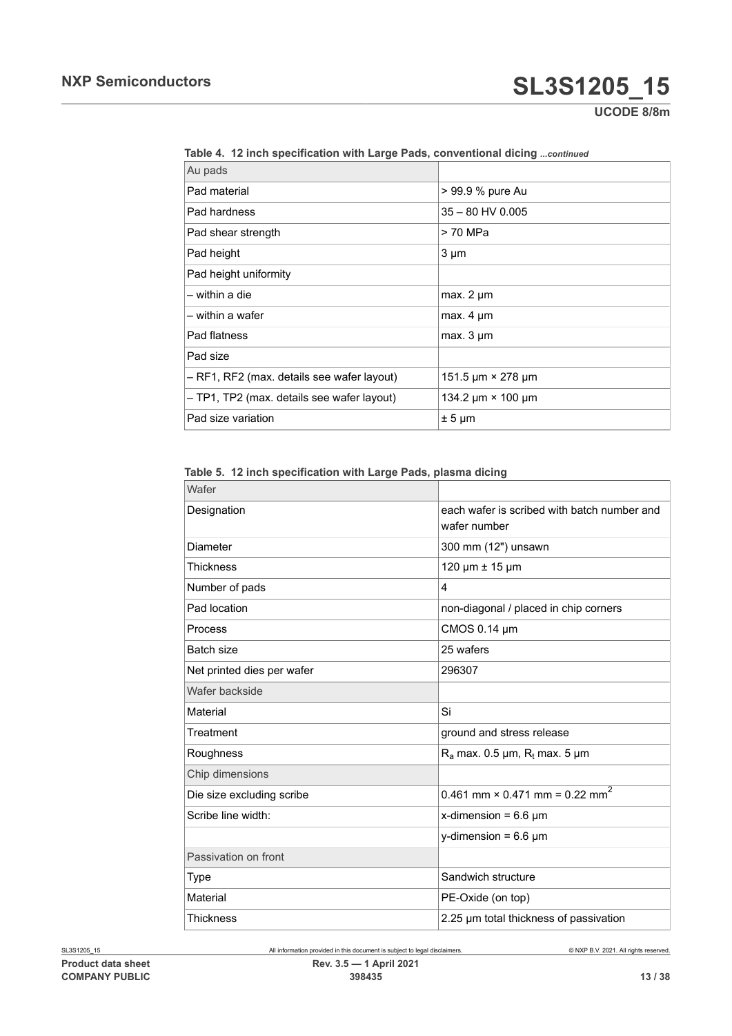**Table 4. 12 inch specification with Large Pads, conventional dicing** *...continued*

| | |
|---|---|
| Au pads | |
| Pad material | > 99.9 % pure Au |
| Pad hardness | 35 – 80 HV 0.005 |
| Pad shear strength | > 70 MPa |
| Pad height | 3 μm |
| Pad height uniformity | |
| – within a die | max. 2 μm |
| – within a wafer | max. 4 μm |
| Pad flatness | max. 3 μm |
| Pad size | |
| – RF1, RF2 (max. details see wafer layout) | 151.5 μm × 278 μm |
| – TP1, TP2 (max. details see wafer layout) | 134.2 μm × 100 μm |
| Pad size variation | ± 5 μm |

**Table 5. 12 inch specification with Large Pads, plasma dicing**

| | |
|---|---|
| Wafer | |
| Designation | each wafer is scribed with batch number and wafer number |
| Diameter | 300 mm (12") unsawn |
| Thickness | 120 μm ± 15 μm |
| Number of pads | 4 |
| Pad location | non-diagonal / placed in chip corners |
| Process | CMOS 0.14 μm |
| Batch size | 25 wafers |
| Net printed dies per wafer | 296307 |
| Wafer backside | |
| Material | Si |
| Treatment | ground and stress release |
| Roughness | $R_a$ max. 0.5 μm, $R_t$ max. 5 μm |
| Chip dimensions | |
| Die size excluding scribe | 0.461 mm × 0.471 mm = 0.22 $mm^2$ |
| Scribe line width: | x-dimension = 6.6 μm |
| | y-dimension = 6.6 μm |
| Passivation on front | |
| Type | Sandwich structure |
| Material | PE-Oxide (on top) |
| Thickness | 2.25 μm total thickness of passivation |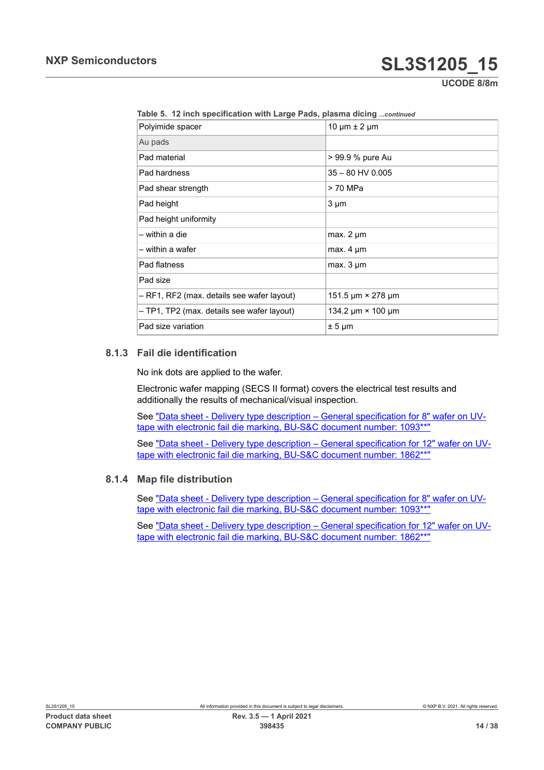Table 5. 12 inch specification with Large Pads, plasma dicing *...continued*

| | |
|---|---|
| Polyimide spacer | 10 µm ± 2 µm |
| Au pads | |
| Pad material | > 99.9 % pure Au |
| Pad hardness | 35 – 80 HV 0.005 |
| Pad shear strength | > 70 MPa |
| Pad height | 3 µm |
| Pad height uniformity | |
| – within a die | max. 2 µm |
| – within a wafer | max. 4 µm |
| Pad flatness | max. 3 µm |
| Pad size | |
| – RF1, RF2 (max. details see wafer layout) | 151.5 µm × 278 µm |
| – TP1, TP2 (max. details see wafer layout) | 134.2 µm × 100 µm |
| Pad size variation | ± 5 µm |

### 8.1.3 Fail die identification

No ink dots are applied to the wafer.

Electronic wafer mapping (SECS II format) covers the electrical test results and additionally the results of mechanical/visual inspection.

See "Data sheet - Delivery type description – General specification for 8" wafer on UV-tape with electronic fail die marking, BU-S&C document number: 1093**"

See "Data sheet - Delivery type description – General specification for 12" wafer on UV-tape with electronic fail die marking, BU-S&C document number: 1862**"

### 8.1.4 Map file distribution

See "Data sheet - Delivery type description – General specification for 8" wafer on UV-tape with electronic fail die marking, BU-S&C document number: 1093**"

See "Data sheet - Delivery type description – General specification for 12" wafer on UV-tape with electronic fail die marking, BU-S&C document number: 1862**"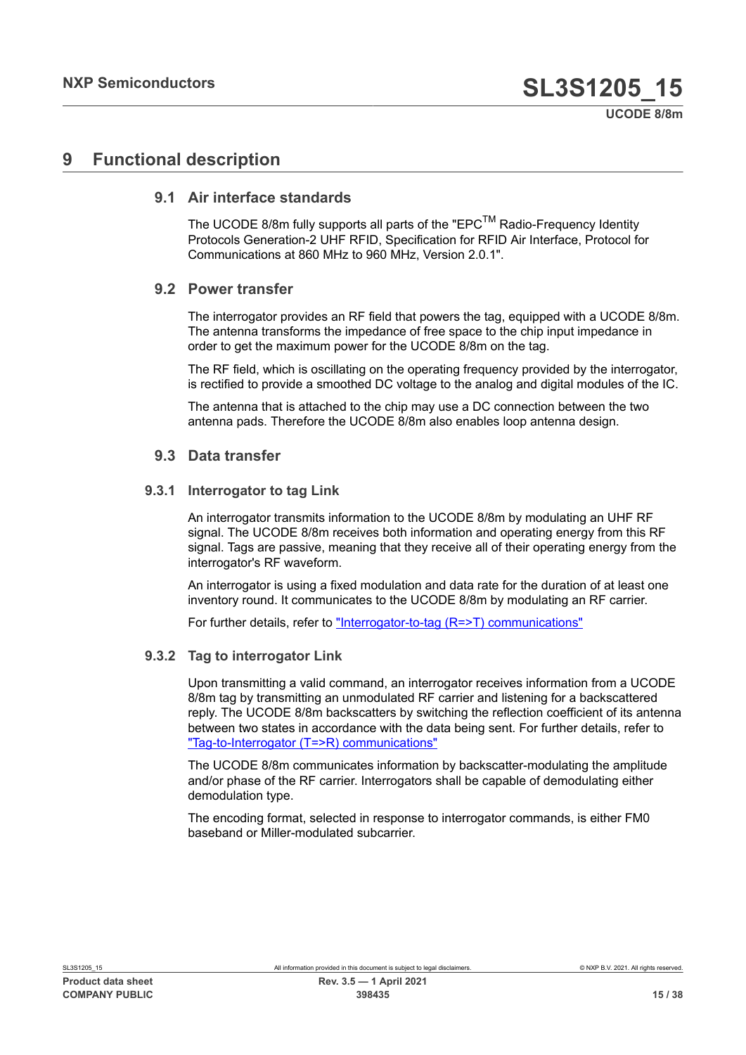# 9 Functional description

## 9.1 Air interface standards

The UCODE 8/8m fully supports all parts of the "EPC™ Radio-Frequency Identity Protocols Generation-2 UHF RFID, Specification for RFID Air Interface, Protocol for Communications at 860 MHz to 960 MHz, Version 2.0.1".

## 9.2 Power transfer

The interrogator provides an RF field that powers the tag, equipped with a UCODE 8/8m. The antenna transforms the impedance of free space to the chip input impedance in order to get the maximum power for the UCODE 8/8m on the tag.

The RF field, which is oscillating on the operating frequency provided by the interrogator, is rectified to provide a smoothed DC voltage to the analog and digital modules of the IC.

The antenna that is attached to the chip may use a DC connection between the two antenna pads. Therefore the UCODE 8/8m also enables loop antenna design.

## 9.3 Data transfer

### 9.3.1 Interrogator to tag Link

An interrogator transmits information to the UCODE 8/8m by modulating an UHF RF signal. The UCODE 8/8m receives both information and operating energy from this RF signal. Tags are passive, meaning that they receive all of their operating energy from the interrogator's RF waveform.

An interrogator is using a fixed modulation and data rate for the duration of at least one inventory round. It communicates to the UCODE 8/8m by modulating an RF carrier.

For further details, refer to "Interrogator-to-tag (R=>T) communications"

### 9.3.2 Tag to interrogator Link

Upon transmitting a valid command, an interrogator receives information from a UCODE 8/8m tag by transmitting an unmodulated RF carrier and listening for a backscattered reply. The UCODE 8/8m backscatters by switching the reflection coefficient of its antenna between two states in accordance with the data being sent. For further details, refer to "Tag-to-Interrogator (T=>R) communications"

The UCODE 8/8m communicates information by backscatter-modulating the amplitude and/or phase of the RF carrier. Interrogators shall be capable of demodulating either demodulation type.

The encoding format, selected in response to interrogator commands, is either FM0 baseband or Miller-modulated subcarrier.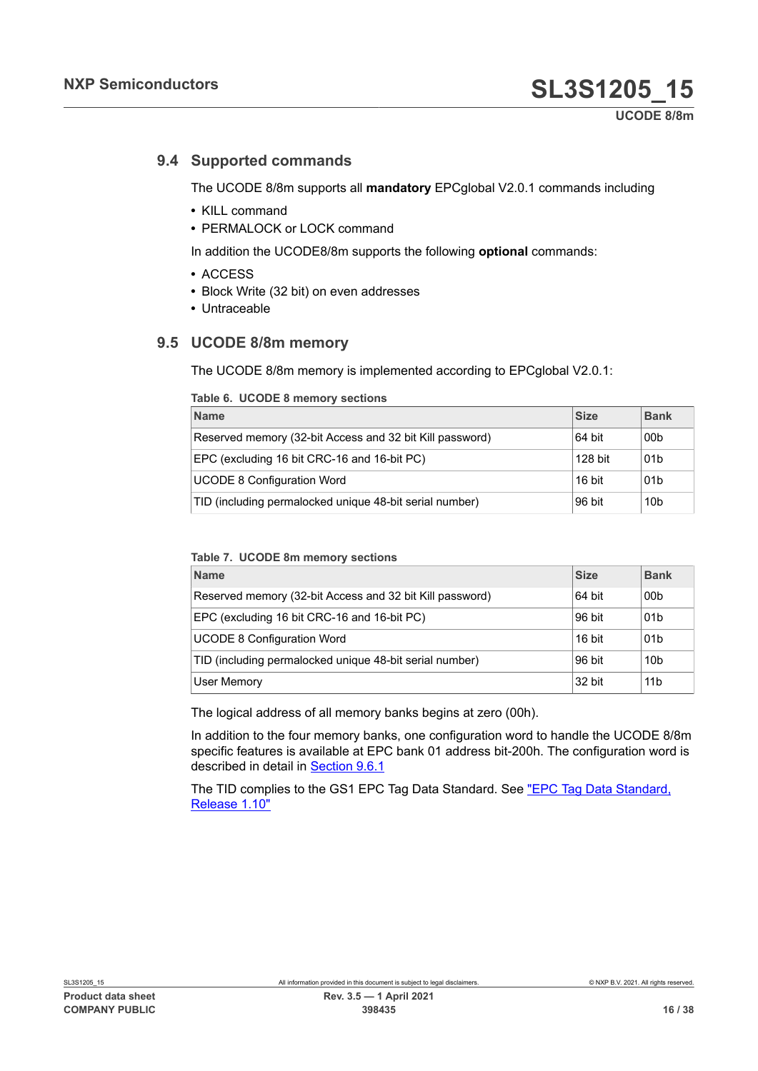## 9.4 Supported commands

The UCODE 8/8m supports all **mandatory** EPCglobal V2.0.1 commands including

- KILL command
- PERMALOCK or LOCK command

In addition the UCODE8/8m supports the following **optional** commands:

- ACCESS
- Block Write (32 bit) on even addresses
- Untraceable

## 9.5 UCODE 8/8m memory

The UCODE 8/8m memory is implemented according to EPCglobal V2.0.1:

**Table 6. UCODE 8 memory sections**

| Name | Size | Bank |
|---|---|---|
| Reserved memory (32-bit Access and 32 bit Kill password) | 64 bit | 00b |
| EPC (excluding 16 bit CRC-16 and 16-bit PC) | 128 bit | 01b |
| UCODE 8 Configuration Word | 16 bit | 01b |
| TID (including permalocked unique 48-bit serial number) | 96 bit | 10b |

**Table 7. UCODE 8m memory sections**

| Name | Size | Bank |
|---|---|---|
| Reserved memory (32-bit Access and 32 bit Kill password) | 64 bit | 00b |
| EPC (excluding 16 bit CRC-16 and 16-bit PC) | 96 bit | 01b |
| UCODE 8 Configuration Word | 16 bit | 01b |
| TID (including permalocked unique 48-bit serial number) | 96 bit | 10b |
| User Memory | 32 bit | 11b |

The logical address of all memory banks begins at zero (00h).

In addition to the four memory banks, one configuration word to handle the UCODE 8/8m specific features is available at EPC bank 01 address bit-200h. The configuration word is described in detail in Section 9.6.1

The TID complies to the GS1 EPC Tag Data Standard. See "EPC Tag Data Standard, Release 1.10"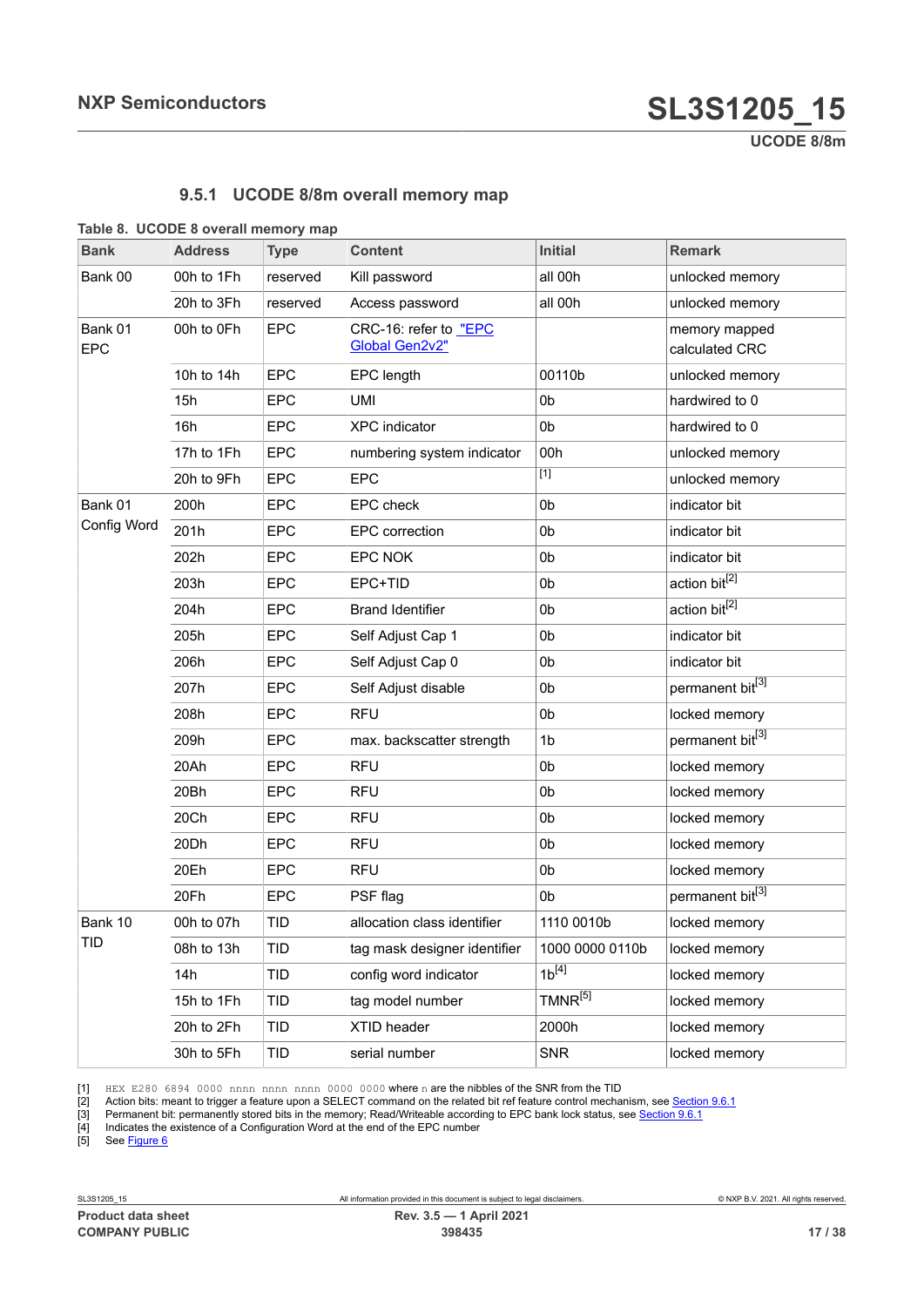### 9.5.1 UCODE 8/8m overall memory map

Table 8. UCODE 8 overall memory map

| Bank | Address | Type | Content | Initial | Remark |
|---|---|---|---|---|---|
| Bank 00 | 00h to 1Fh | reserved | Kill password | all 00h | unlocked memory |
| | 20h to 3Fh | reserved | Access password | all 00h | unlocked memory |
| Bank 01 EPC | 00h to 0Fh | EPC | CRC-16: refer to "EPC Global Gen2v2" | | memory mapped calculated CRC |
| | 10h to 14h | EPC | EPC length | 00110b | unlocked memory |
| | 15h | EPC | UMI | 0b | hardwired to 0 |
| | 16h | EPC | XPC indicator | 0b | hardwired to 0 |
| | 17h to 1Fh | EPC | numbering system indicator | 00h | unlocked memory |
| | 20h to 9Fh | EPC | EPC | [1] | unlocked memory |
| Bank 01 Config Word | 200h | EPC | EPC check | 0b | indicator bit |
| | 201h | EPC | EPC correction | 0b | indicator bit |
| | 202h | EPC | EPC NOK | 0b | indicator bit |
| | 203h | EPC | EPC+TID | 0b | action bit[2] |
| | 204h | EPC | Brand Identifier | 0b | action bit[2] |
| | 205h | EPC | Self Adjust Cap 1 | 0b | indicator bit |
| | 206h | EPC | Self Adjust Cap 0 | 0b | indicator bit |
| | 207h | EPC | Self Adjust disable | 0b | permanent bit[3] |
| | 208h | EPC | RFU | 0b | locked memory |
| | 209h | EPC | max. backscatter strength | 1b | permanent bit[3] |
| | 20Ah | EPC | RFU | 0b | locked memory |
| | 20Bh | EPC | RFU | 0b | locked memory |
| | 20Ch | EPC | RFU | 0b | locked memory |
| | 20Dh | EPC | RFU | 0b | locked memory |
| | 20Eh | EPC | RFU | 0b | locked memory |
| | 20Fh | EPC | PSF flag | 0b | permanent bit[3] |
| Bank 10 TID | 00h to 07h | TID | allocation class identifier | 1110 0010b | locked memory |
| | 08h to 13h | TID | tag mask designer identifier | 1000 0000 0110b | locked memory |
| | 14h | TID | config word indicator | 1b[4] | locked memory |
| | 15h to 1Fh | TID | tag model number | TMNR[5] | locked memory |
| | 20h to 2Fh | TID | XTID header | 2000h | locked memory |
| | 30h to 5Fh | TID | serial number | SNR | locked memory |

[1] HEX E280 6894 0000 nnnn nnnn nnnn 0000 0000 where n are the nibbles of the SNR from the TID

[2] Action bits: meant to trigger a feature upon a SELECT command on the related bit ref feature control mechanism, see Section 9.6.1

[3] Permanent bit: permanently stored bits in the memory; Read/Writeable according to EPC bank lock status, see Section 9.6.1

[4] Indicates the existence of a Configuration Word at the end of the EPC number

[5] See Figure 6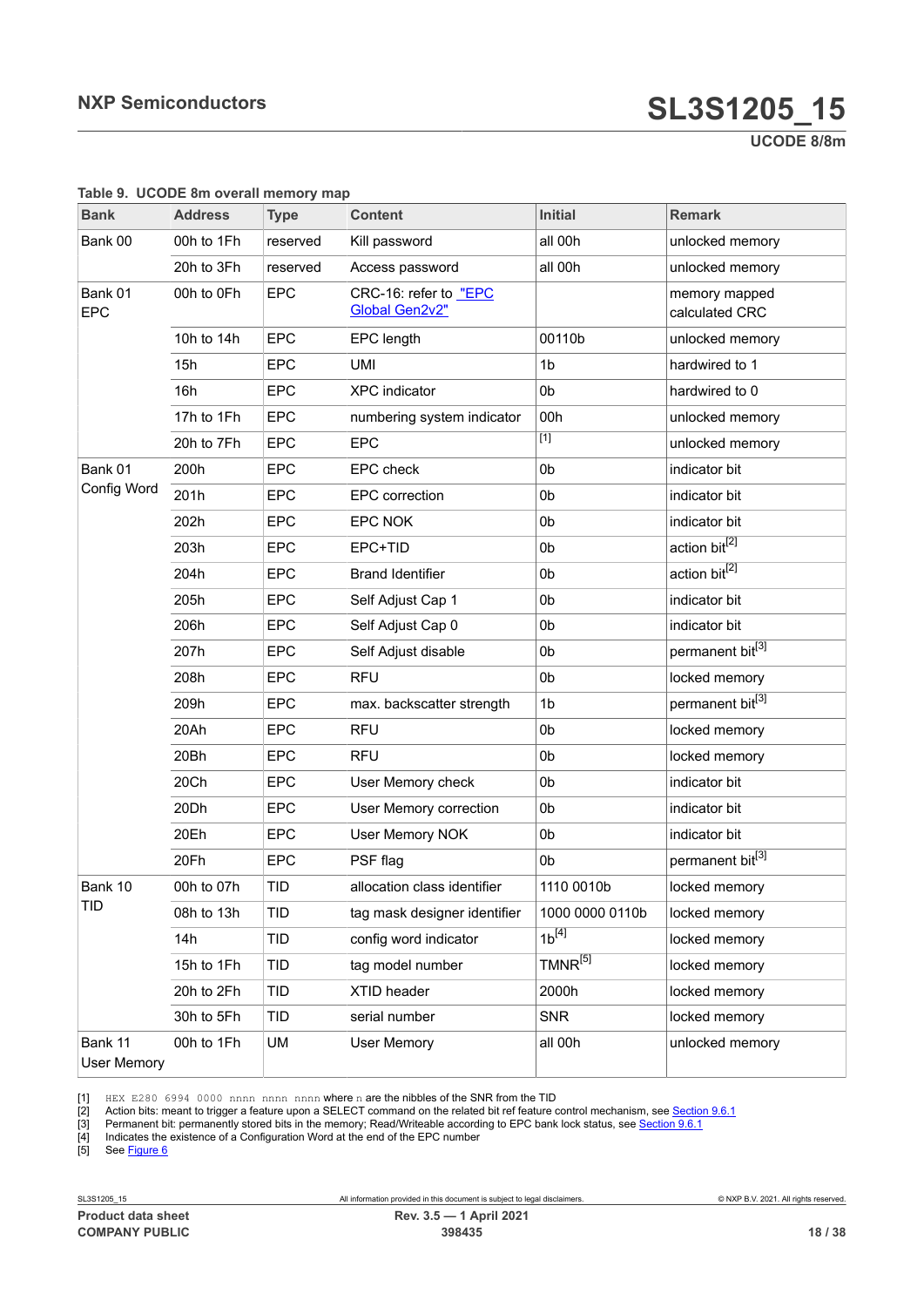**Table 9. UCODE 8m overall memory map**

| Bank | Address | Type | Content | Initial | Remark |
|---|---|---|---|---|---|
| Bank 00 | 00h to 1Fh | reserved | Kill password | all 00h | unlocked memory |
| | 20h to 3Fh | reserved | Access password | all 00h | unlocked memory |
| Bank 01 EPC | 00h to 0Fh | EPC | CRC-16: refer to "EPC Global Gen2v2" | | memory mapped calculated CRC |
| | 10h to 14h | EPC | EPC length | 00110b | unlocked memory |
| | 15h | EPC | UMI | 1b | hardwired to 1 |
| | 16h | EPC | XPC indicator | 0b | hardwired to 0 |
| | 17h to 1Fh | EPC | numbering system indicator | 00h | unlocked memory |
| | 20h to 7Fh | EPC | EPC | [1] | unlocked memory |
| Bank 01 Config Word | 200h | EPC | EPC check | 0b | indicator bit |
| | 201h | EPC | EPC correction | 0b | indicator bit |
| | 202h | EPC | EPC NOK | 0b | indicator bit |
| | 203h | EPC | EPC+TID | 0b | action bit[2] |
| | 204h | EPC | Brand Identifier | 0b | action bit[2] |
| | 205h | EPC | Self Adjust Cap 1 | 0b | indicator bit |
| | 206h | EPC | Self Adjust Cap 0 | 0b | indicator bit |
| | 207h | EPC | Self Adjust disable | 0b | permanent bit[3] |
| | 208h | EPC | RFU | 0b | locked memory |
| | 209h | EPC | max. backscatter strength | 1b | permanent bit[3] |
| | 20Ah | EPC | RFU | 0b | locked memory |
| | 20Bh | EPC | RFU | 0b | locked memory |
| | 20Ch | EPC | User Memory check | 0b | indicator bit |
| | 20Dh | EPC | User Memory correction | 0b | indicator bit |
| | 20Eh | EPC | User Memory NOK | 0b | indicator bit |
| | 20Fh | EPC | PSF flag | 0b | permanent bit[3] |
| Bank 10 TID | 00h to 07h | TID | allocation class identifier | 1110 0010b | locked memory |
| | 08h to 13h | TID | tag mask designer identifier | 1000 0000 0110b | locked memory |
| | 14h | TID | config word indicator | 1b[4] | locked memory |
| | 15h to 1Fh | TID | tag model number | TMNR[5] | locked memory |
| | 20h to 2Fh | TID | XTID header | 2000h | locked memory |
| | 30h to 5Fh | TID | serial number | SNR | locked memory |
| Bank 11 User Memory | 00h to 1Fh | UM | User Memory | all 00h | unlocked memory |

[1] `HEX E280 6994 0000 nnnn nnnn nnnn` where `n` are the nibbles of the SNR from the TID
[2] Action bits: meant to trigger a feature upon a SELECT command on the related bit ref feature control mechanism, see Section 9.6.1
[3] Permanent bit: permanently stored bits in the memory; Read/Writeable according to EPC bank lock status, see Section 9.6.1
[4] Indicates the existence of a Configuration Word at the end of the EPC number
[5] See Figure 6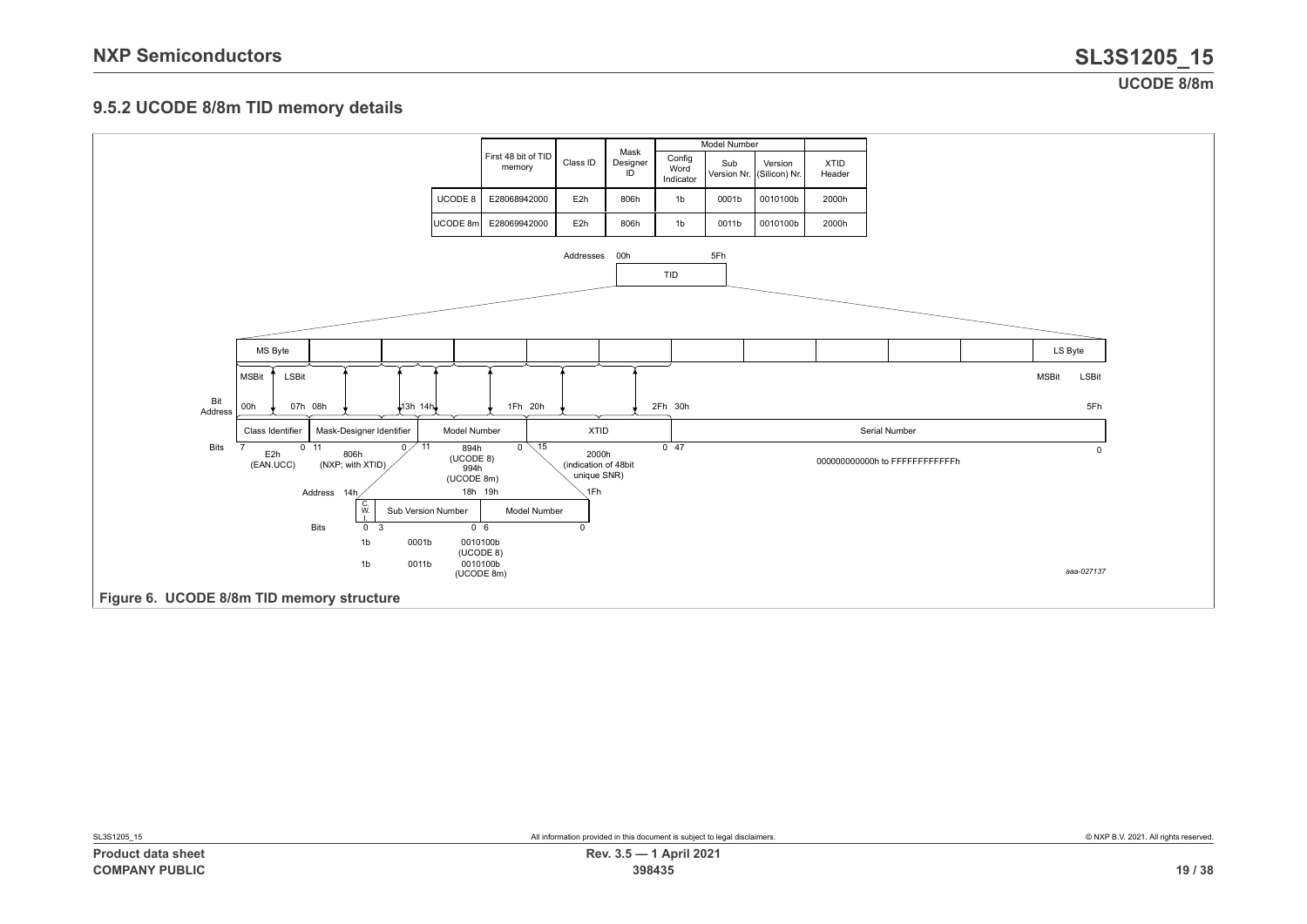### 9.5.2 UCODE 8/8m TID memory details

| | First 48 bit of TID memory | Class ID | Mask Designer ID | Model Number | | | XTID Header |
|---|---|---|---|---|---|---|---|
| | | | | Config Word Indicator | Sub Version Nr. | Version (Silicon) Nr. | |
| UCODE 8 | E28068942000 | E2h | 806h | 1b | 0001b | 0010100b | 2000h |
| UCODE 8m | E28069942000 | E2h | 806h | 1b | 0011b | 0010100b | 2000h |

Addresses 00h 5Fh

TID

MS Byte

LS Byte

MSBit LSBit

MSBit LSBit

Bit Address 00h 07h 08h 13h 14h 1Fh 20h 2Fh 30h 5Fh

Class Identifier | Mask-Designer Identifier | Model Number | XTID | Serial Number

Bits 7 0 11 0 11 0 15 0 47 0

E2h (EAN.UCC)

806h (NXP; with XTID)

894h (UCODE 8) 994h (UCODE 8m)

2000h (indication of 48bit unique SNR)

000000000000h to FFFFFFFFFFFFh

Address 14h 18h 19h 1Fh

C.W.I. | Sub Version Number | Model Number

Bits 0 3 0 6 0

1b 0001b 0010100b (UCODE 8)

1b 0011b 0010100b (UCODE 8m)

aaa-027137

Figure 6. UCODE 8/8m TID memory structure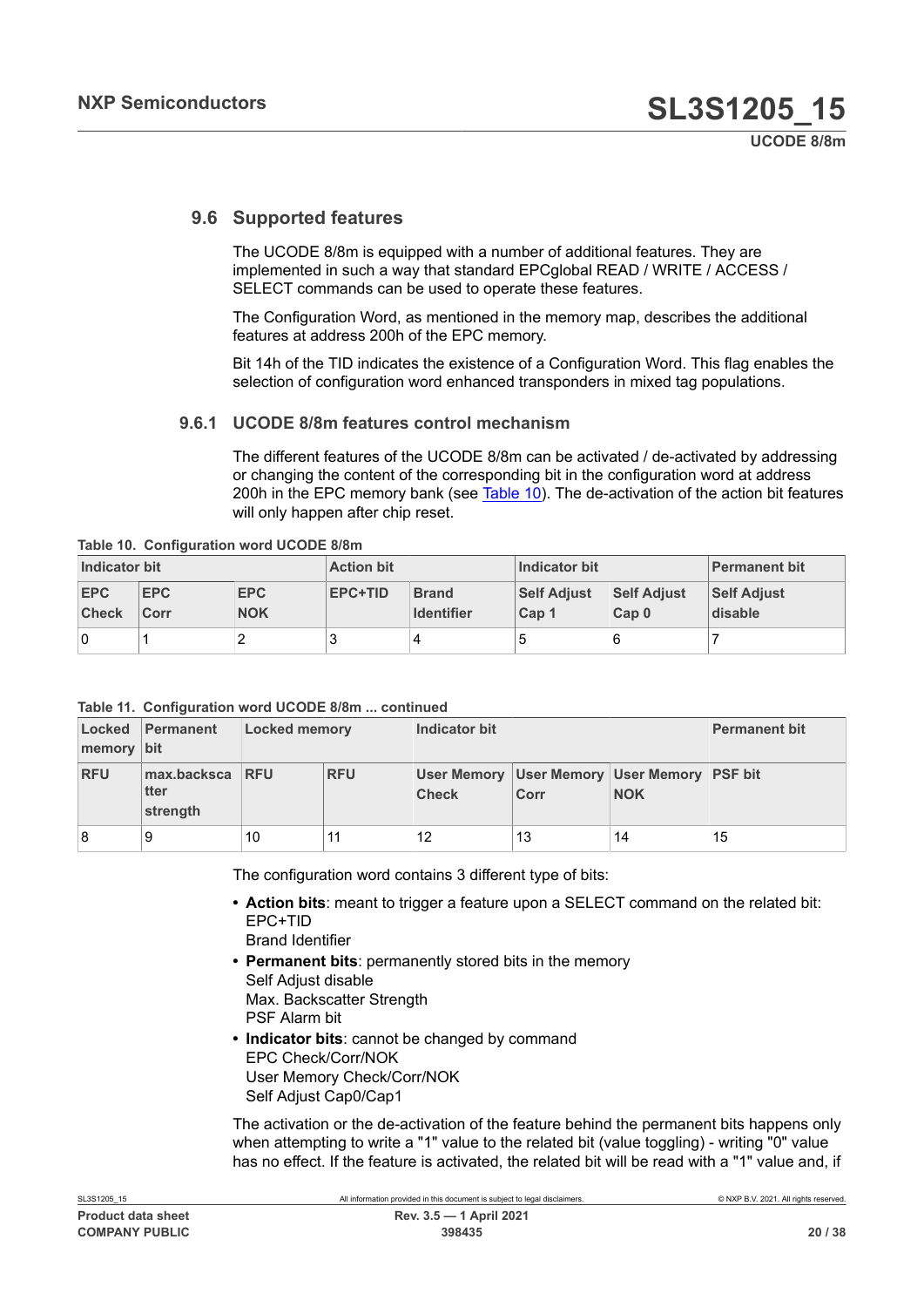## 9.6 Supported features

The UCODE 8/8m is equipped with a number of additional features. They are implemented in such a way that standard EPCglobal READ / WRITE / ACCESS / SELECT commands can be used to operate these features.

The Configuration Word, as mentioned in the memory map, describes the additional features at address 200h of the EPC memory.

Bit 14h of the TID indicates the existence of a Configuration Word. This flag enables the selection of configuration word enhanced transponders in mixed tag populations.

### 9.6.1 UCODE 8/8m features control mechanism

The different features of the UCODE 8/8m can be activated / de-activated by addressing or changing the content of the corresponding bit in the configuration word at address 200h in the EPC memory bank (see Table 10). The de-activation of the action bit features will only happen after chip reset.

**Table 10. Configuration word UCODE 8/8m**

| Indicator bit | | | Action bit | | Indicator bit | | Permanent bit |
|---|---|---|---|---|---|---|---|
| EPC Check | EPC Corr | EPC NOK | EPC+TID | Brand Identifier | Self Adjust Cap 1 | Self Adjust Cap 0 | Self Adjust disable |
| 0 | 1 | 2 | 3 | 4 | 5 | 6 | 7 |

**Table 11. Configuration word UCODE 8/8m ... continued**

| Locked memory | Permanent bit | Locked memory | | Indicator bit | | | Permanent bit |
|---|---|---|---|---|---|---|---|
| RFU | max.backscatter strength | RFU | RFU | User Memory Check | User Memory Corr | User Memory NOK | PSF bit |
| 8 | 9 | 10 | 11 | 12 | 13 | 14 | 15 |

The configuration word contains 3 different type of bits:

- **Action bits**: meant to trigger a feature upon a SELECT command on the related bit:
  EPC+TID
  Brand Identifier
- **Permanent bits**: permanently stored bits in the memory
  Self Adjust disable
  Max. Backscatter Strength
  PSF Alarm bit
- **Indicator bits**: cannot be changed by command
  EPC Check/Corr/NOK
  User Memory Check/Corr/NOK
  Self Adjust Cap0/Cap1

The activation or the de-activation of the feature behind the permanent bits happens only when attempting to write a "1" value to the related bit (value toggling) - writing "0" value has no effect. If the feature is activated, the related bit will be read with a "1" value and, if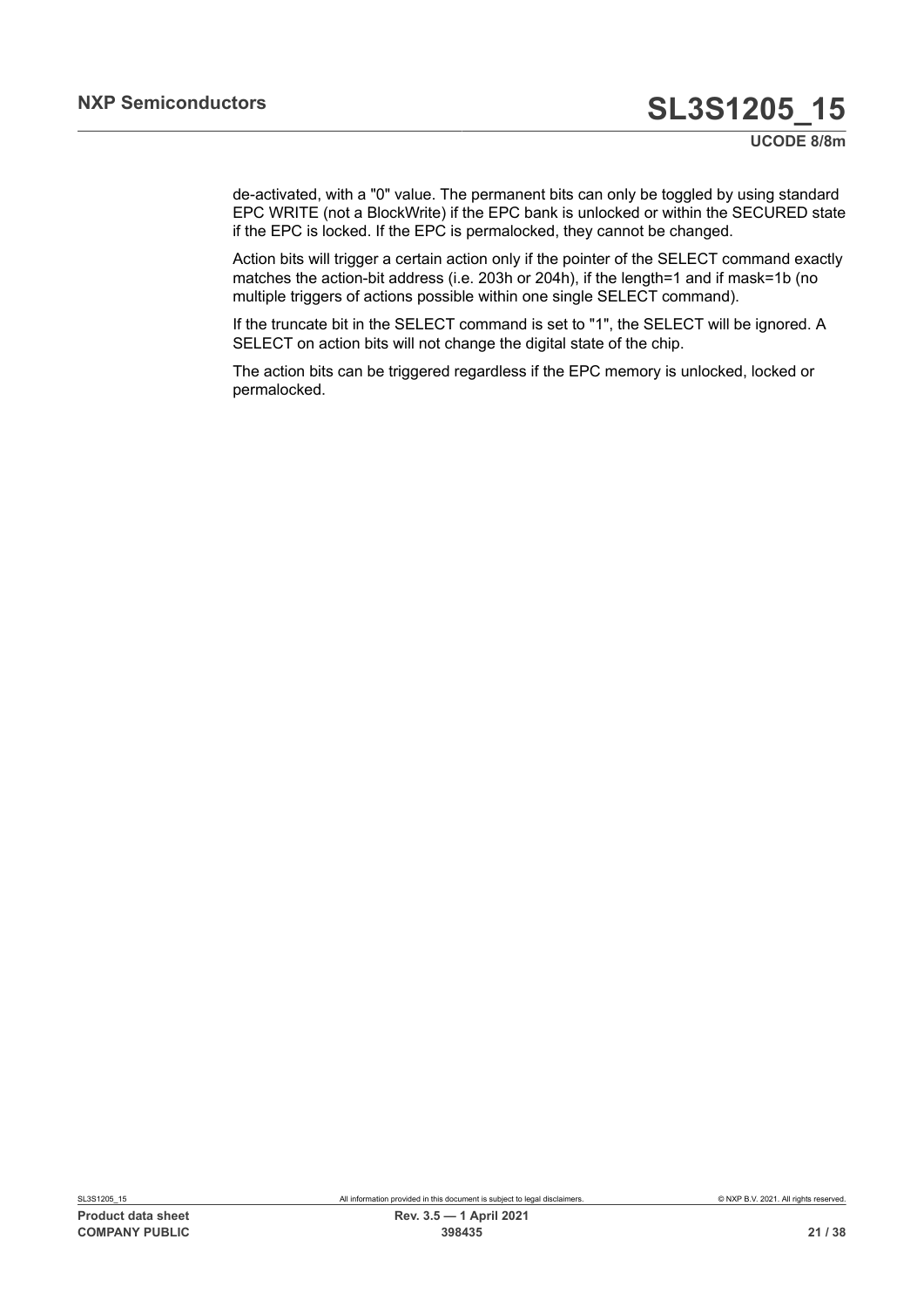de-activated, with a "0" value. The permanent bits can only be toggled by using standard EPC WRITE (not a BlockWrite) if the EPC bank is unlocked or within the SECURED state if the EPC is locked. If the EPC is permalocked, they cannot be changed.

Action bits will trigger a certain action only if the pointer of the SELECT command exactly matches the action-bit address (i.e. 203h or 204h), if the length=1 and if mask=1b (no multiple triggers of actions possible within one single SELECT command).

If the truncate bit in the SELECT command is set to "1", the SELECT will be ignored. A SELECT on action bits will not change the digital state of the chip.

The action bits can be triggered regardless if the EPC memory is unlocked, locked or permalocked.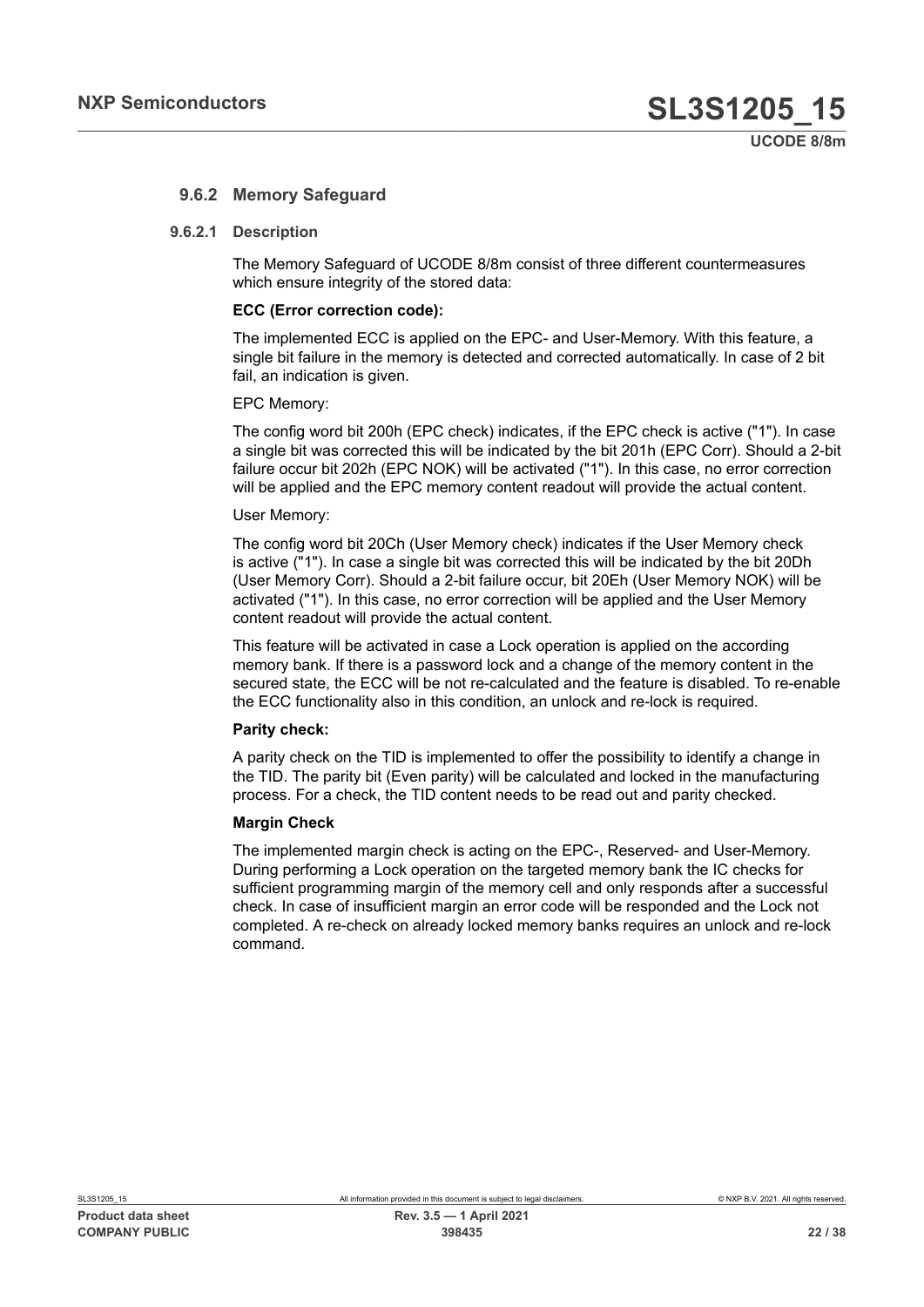### 9.6.2 Memory Safeguard

#### 9.6.2.1 Description

The Memory Safeguard of UCODE 8/8m consist of three different countermeasures which ensure integrity of the stored data:

**ECC (Error correction code):**

The implemented ECC is applied on the EPC- and User-Memory. With this feature, a single bit failure in the memory is detected and corrected automatically. In case of 2 bit fail, an indication is given.

EPC Memory:

The config word bit 200h (EPC check) indicates, if the EPC check is active ("1"). In case a single bit was corrected this will be indicated by the bit 201h (EPC Corr). Should a 2-bit failure occur bit 202h (EPC NOK) will be activated ("1"). In this case, no error correction will be applied and the EPC memory content readout will provide the actual content.

User Memory:

The config word bit 20Ch (User Memory check) indicates if the User Memory check is active ("1"). In case a single bit was corrected this will be indicated by the bit 20Dh (User Memory Corr). Should a 2-bit failure occur, bit 20Eh (User Memory NOK) will be activated ("1"). In this case, no error correction will be applied and the User Memory content readout will provide the actual content.

This feature will be activated in case a Lock operation is applied on the according memory bank. If there is a password lock and a change of the memory content in the secured state, the ECC will be not re-calculated and the feature is disabled. To re-enable the ECC functionality also in this condition, an unlock and re-lock is required.

**Parity check:**

A parity check on the TID is implemented to offer the possibility to identify a change in the TID. The parity bit (Even parity) will be calculated and locked in the manufacturing process. For a check, the TID content needs to be read out and parity checked.

**Margin Check**

The implemented margin check is acting on the EPC-, Reserved- and User-Memory. During performing a Lock operation on the targeted memory bank the IC checks for sufficient programming margin of the memory cell and only responds after a successful check. In case of insufficient margin an error code will be responded and the Lock not completed. A re-check on already locked memory banks requires an unlock and re-lock command.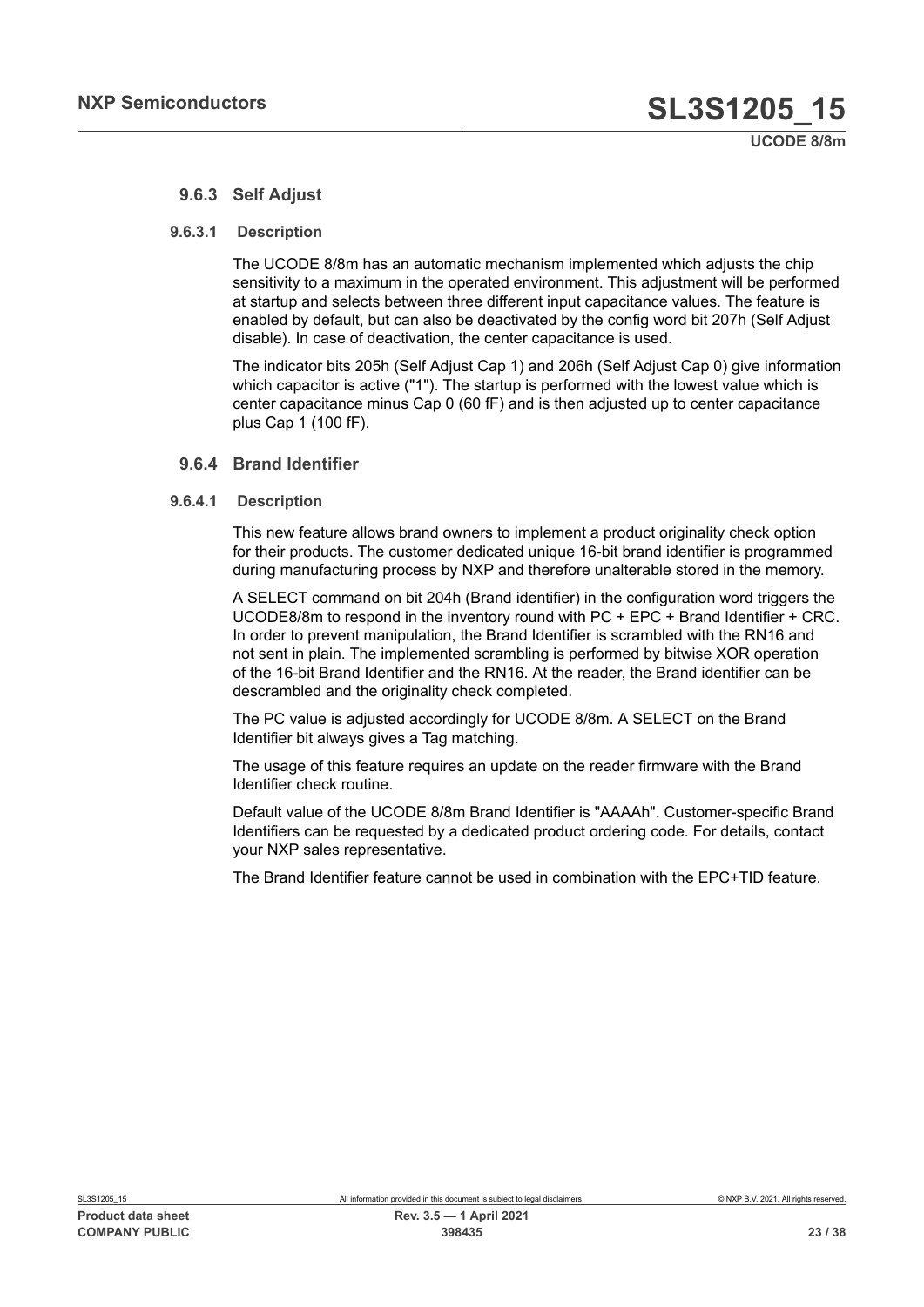### 9.6.3 Self Adjust

#### 9.6.3.1 Description

The UCODE 8/8m has an automatic mechanism implemented which adjusts the chip sensitivity to a maximum in the operated environment. This adjustment will be performed at startup and selects between three different input capacitance values. The feature is enabled by default, but can also be deactivated by the config word bit 207h (Self Adjust disable). In case of deactivation, the center capacitance is used.

The indicator bits 205h (Self Adjust Cap 1) and 206h (Self Adjust Cap 0) give information which capacitor is active ("1"). The startup is performed with the lowest value which is center capacitance minus Cap 0 (60 fF) and is then adjusted up to center capacitance plus Cap 1 (100 fF).

### 9.6.4 Brand Identifier

#### 9.6.4.1 Description

This new feature allows brand owners to implement a product originality check option for their products. The customer dedicated unique 16-bit brand identifier is programmed during manufacturing process by NXP and therefore unalterable stored in the memory.

A SELECT command on bit 204h (Brand identifier) in the configuration word triggers the UCODE8/8m to respond in the inventory round with PC + EPC + Brand Identifier + CRC. In order to prevent manipulation, the Brand Identifier is scrambled with the RN16 and not sent in plain. The implemented scrambling is performed by bitwise XOR operation of the 16-bit Brand Identifier and the RN16. At the reader, the Brand identifier can be descrambled and the originality check completed.

The PC value is adjusted accordingly for UCODE 8/8m. A SELECT on the Brand Identifier bit always gives a Tag matching.

The usage of this feature requires an update on the reader firmware with the Brand Identifier check routine.

Default value of the UCODE 8/8m Brand Identifier is "AAAAh". Customer-specific Brand Identifiers can be requested by a dedicated product ordering code. For details, contact your NXP sales representative.

The Brand Identifier feature cannot be used in combination with the EPC+TID feature.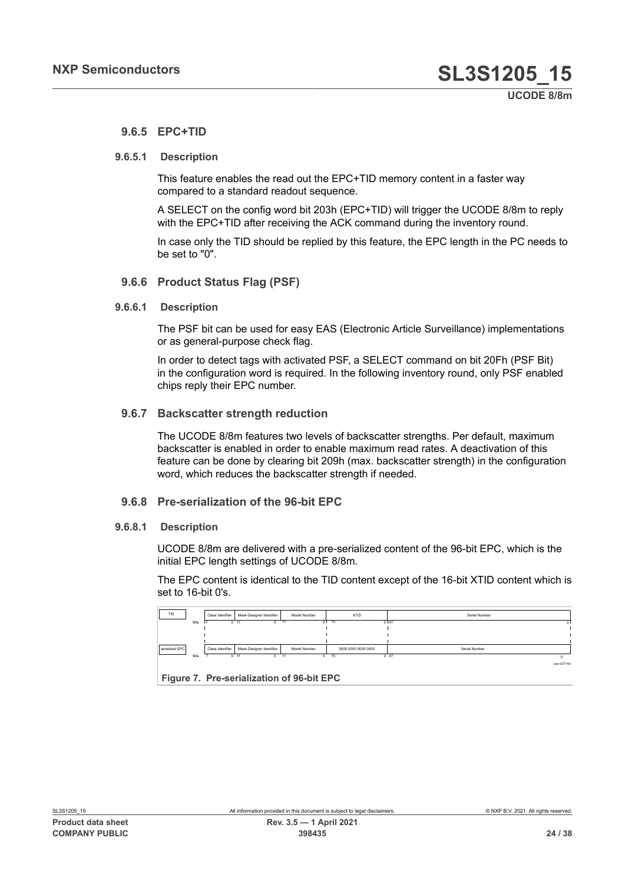### 9.6.5 EPC+TID

#### 9.6.5.1 Description

This feature enables the read out the EPC+TID memory content in a faster way compared to a standard readout sequence.

A SELECT on the config word bit 203h (EPC+TID) will trigger the UCODE 8/8m to reply with the EPC+TID after receiving the ACK command during the inventory round.

In case only the TID should be replied by this feature, the EPC length in the PC needs to be set to "0".

### 9.6.6 Product Status Flag (PSF)

#### 9.6.6.1 Description

The PSF bit can be used for easy EAS (Electronic Article Surveillance) implementations or as general-purpose check flag.

In order to detect tags with activated PSF, a SELECT command on bit 20Fh (PSF Bit) in the configuration word is required. In the following inventory round, only PSF enabled chips reply their EPC number.

### 9.6.7 Backscatter strength reduction

The UCODE 8/8m features two levels of backscatter strengths. Per default, maximum backscatter is enabled in order to enable maximum read rates. A deactivation of this feature can be done by clearing bit 209h (max. backscatter strength) in the configuration word, which reduces the backscatter strength if needed.

### 9.6.8 Pre-serialization of the 96-bit EPC

#### 9.6.8.1 Description

UCODE 8/8m are delivered with a pre-serialized content of the 96-bit EPC, which is the initial EPC length settings of UCODE 8/8m.

The EPC content is identical to the TID content except of the 16-bit XTID content which is set to 16-bit 0's.

TID
Class Identifier | Mask-Designer Identifier | Model Number | XTID | Serial Number
Bits 7 0 | 11 0 | 11 0 | 15 0 | 47 0

serialized EPC
Class Identifier | Mask-Designer Identifier | Model Number | 0000 0000 0000 0000 | Serial Number
Bits 7 0 | 11 0 | 11 0 | 15 0 | 47 0

aaa-027142

Figure 7. Pre-serialization of 96-bit EPC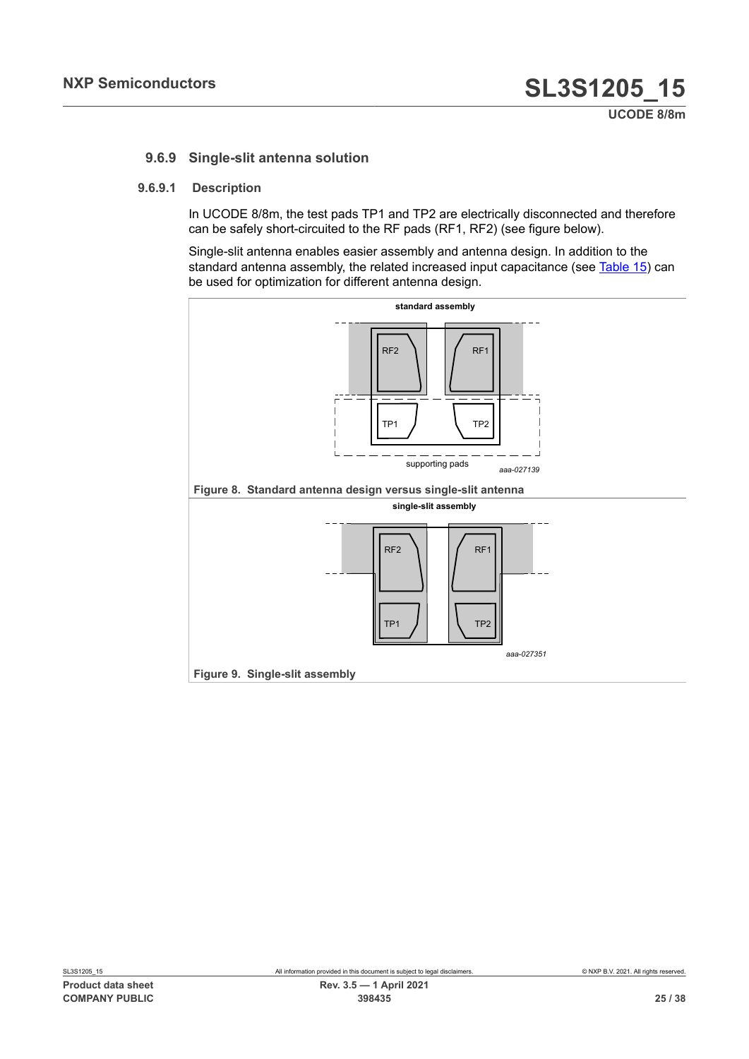### 9.6.9 Single-slit antenna solution

#### 9.6.9.1 Description

In UCODE 8/8m, the test pads TP1 and TP2 are electrically disconnected and therefore can be safely short-circuited to the RF pads (RF1, RF2) (see figure below).

Single-slit antenna enables easier assembly and antenna design. In addition to the standard antenna assembly, the related increased input capacitance (see Table 15) can be used for optimization for different antenna design.

standard assembly

RF2
RF1
TP1
TP2

supporting pads

aaa-027139

**Figure 8. Standard antenna design versus single-slit antenna**

single-slit assembly

RF2
RF1
TP1
TP2

aaa-027351

**Figure 9. Single-slit assembly**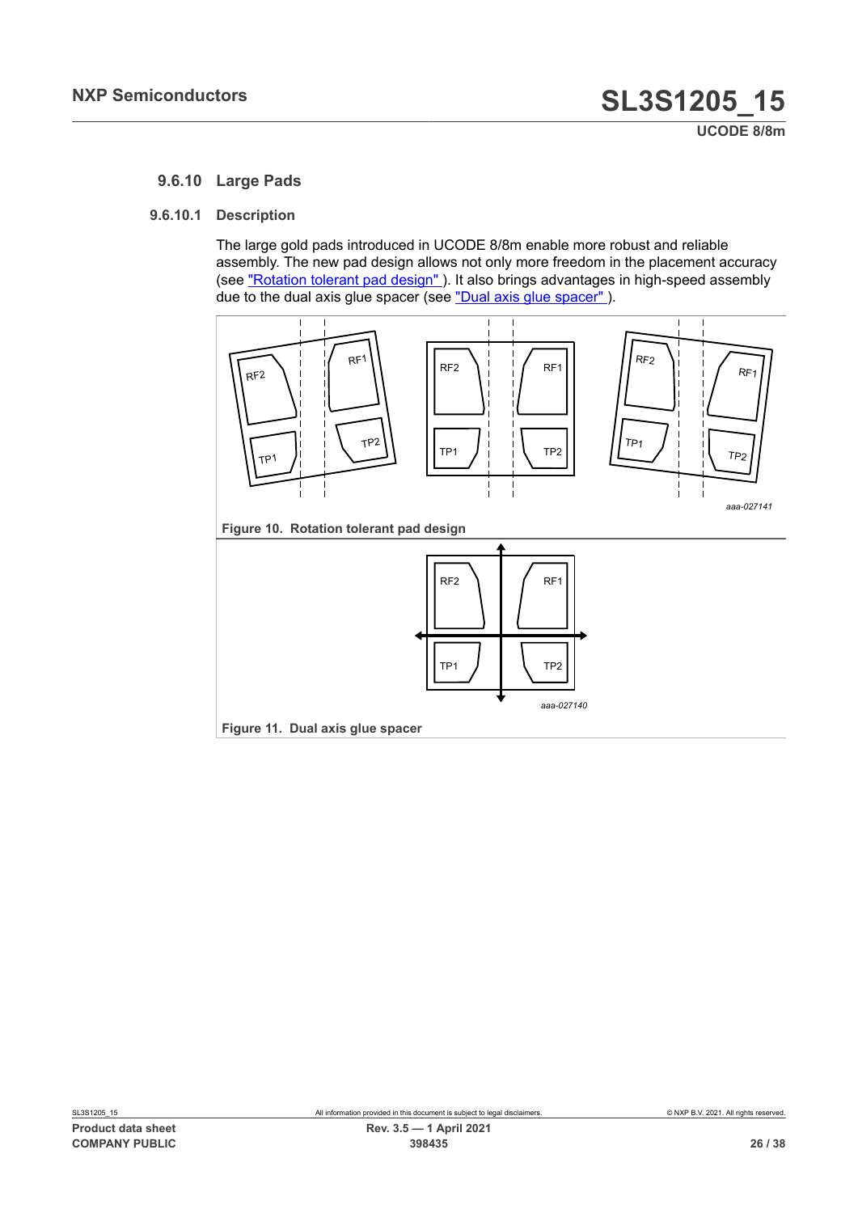### 9.6.10 Large Pads

#### 9.6.10.1 Description

The large gold pads introduced in UCODE 8/8m enable more robust and reliable assembly. The new pad design allows not only more freedom in the placement accuracy (see "Rotation tolerant pad design" ). It also brings advantages in high-speed assembly due to the dual axis glue spacer (see "Dual axis glue spacer" ).

RF2
RF1
TP1
TP2

aaa-027141

Figure 10. Rotation tolerant pad design

RF2
RF1
TP1
TP2

aaa-027140

Figure 11. Dual axis glue spacer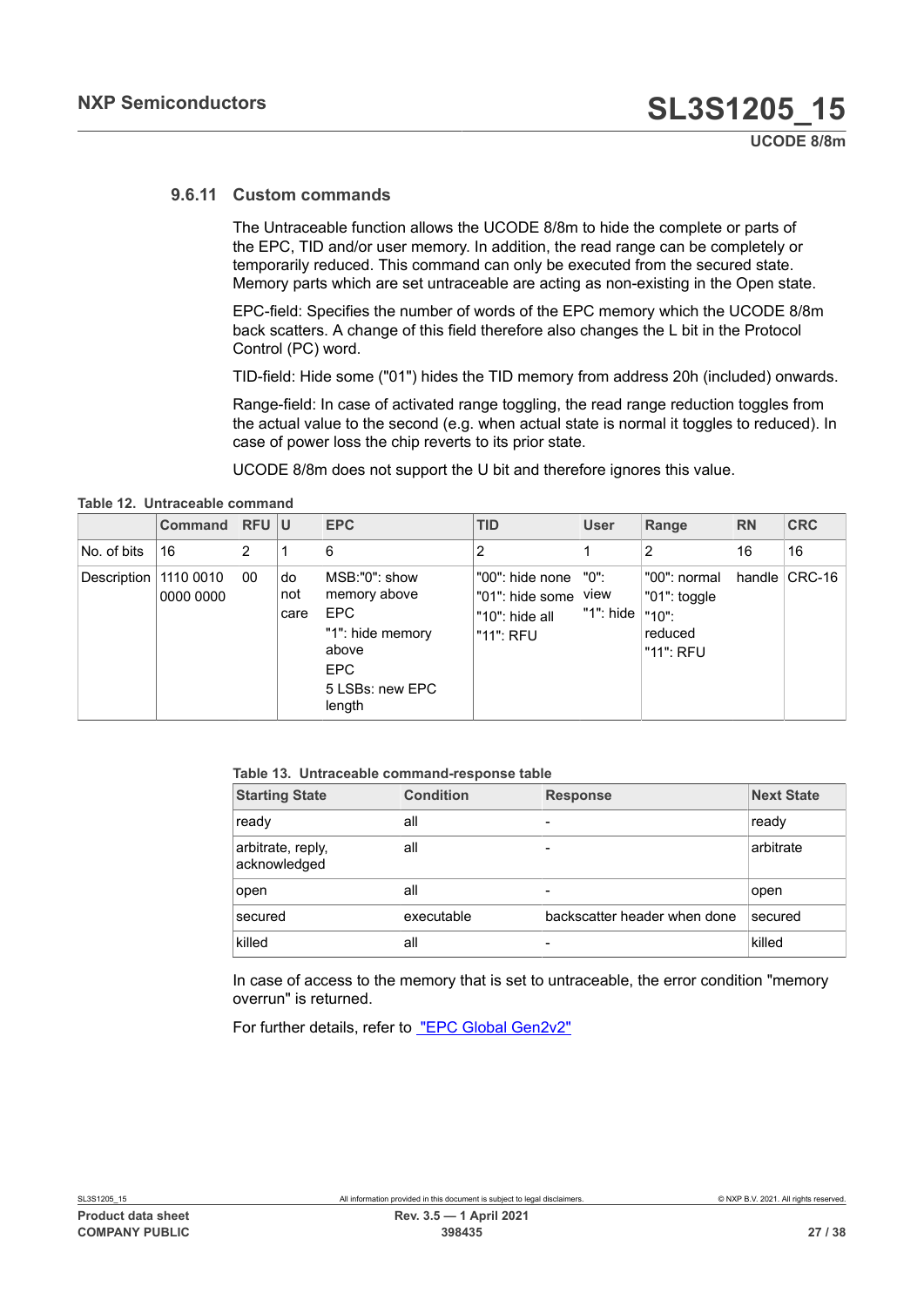### 9.6.11 Custom commands

The Untraceable function allows the UCODE 8/8m to hide the complete or parts of the EPC, TID and/or user memory. In addition, the read range can be completely or temporarily reduced. This command can only be executed from the secured state. Memory parts which are set untraceable are acting as non-existing in the Open state.

EPC-field: Specifies the number of words of the EPC memory which the UCODE 8/8m back scatters. A change of this field therefore also changes the L bit in the Protocol Control (PC) word.

TID-field: Hide some ("01") hides the TID memory from address 20h (included) onwards.

Range-field: In case of activated range toggling, the read range reduction toggles from the actual value to the second (e.g. when actual state is normal it toggles to reduced). In case of power loss the chip reverts to its prior state.

UCODE 8/8m does not support the U bit and therefore ignores this value.

**Table 12. Untraceable command**

| | Command | RFU | U | EPC | TID | User | Range | RN | CRC |
|---|---|---|---|---|---|---|---|---|---|
| No. of bits | 16 | 2 | 1 | 6 | 2 | 1 | 2 | 16 | 16 |
| Description | 1110 0010 0000 0000 | 00 | do not care | MSB:"0": show memory above EPC<br>"1": hide memory above EPC<br>5 LSBs: new EPC length | "00": hide none<br>"01": hide some<br>"10": hide all<br>"11": RFU | "0": view<br>"1": hide | "00": normal<br>"01": toggle<br>"10": reduced<br>"11": RFU | handle | CRC-16 |

**Table 13. Untraceable command-response table**

| Starting State | Condition | Response | Next State |
|---|---|---|---|
| ready | all | - | ready |
| arbitrate, reply, acknowledged | all | - | arbitrate |
| open | all | - | open |
| secured | executable | backscatter header when done | secured |
| killed | all | - | killed |

In case of access to the memory that is set to untraceable, the error condition "memory overrun" is returned.

For further details, refer to "EPC Global Gen2v2"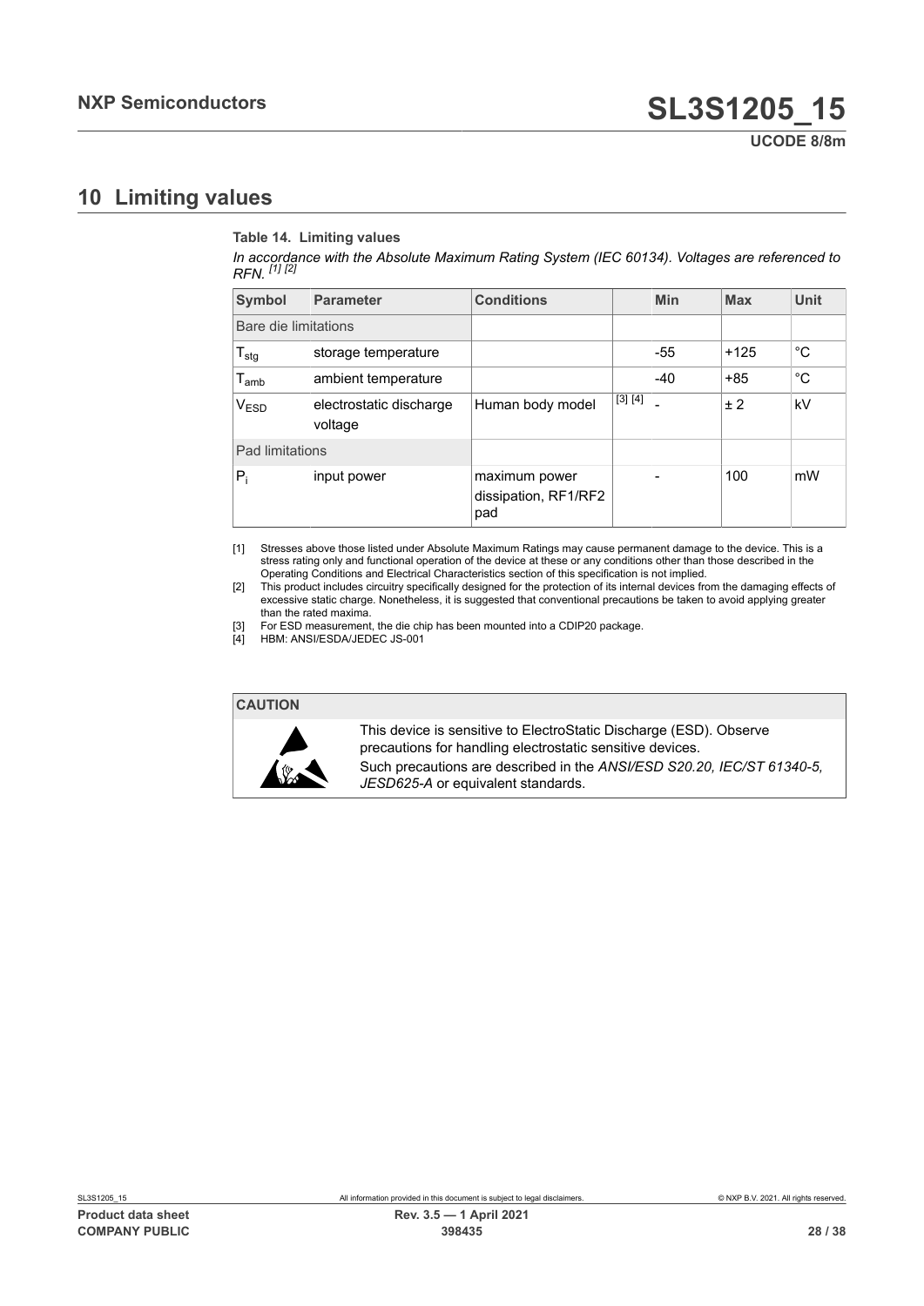# 10 Limiting values

**Table 14. Limiting values**

*In accordance with the Absolute Maximum Rating System (IEC 60134). Voltages are referenced to RFN.* [1] [2]

| Symbol | Parameter | Conditions | | Min | Max | Unit |
|---|---|---|---|---|---|---|
| Bare die limitations | | | | | | |
| $T_{stg}$ | storage temperature | | | -55 | +125 | °C |
| $T_{amb}$ | ambient temperature | | | -40 | +85 | °C |
| $V_{ESD}$ | electrostatic discharge voltage | Human body model | [3] [4] | - | ± 2 | kV |
| Pad limitations | | | | | | |
| $P_i$ | input power | maximum power dissipation, RF1/RF2 pad | | - | 100 | mW |

[1] Stresses above those listed under Absolute Maximum Ratings may cause permanent damage to the device. This is a stress rating only and functional operation of the device at these or any conditions other than those described in the Operating Conditions and Electrical Characteristics section of this specification is not implied.

[2] This product includes circuitry specifically designed for the protection of its internal devices from the damaging effects of excessive static charge. Nonetheless, it is suggested that conventional precautions be taken to avoid applying greater than the rated maxima.

[3] For ESD measurement, the die chip has been mounted into a CDIP20 package.

[4] HBM: ANSI/ESDA/JEDEC JS-001

**CAUTION**

This device is sensitive to ElectroStatic Discharge (ESD). Observe precautions for handling electrostatic sensitive devices.

Such precautions are described in the *ANSI/ESD S20.20, IEC/ST 61340-5, JESD625-A* or equivalent standards.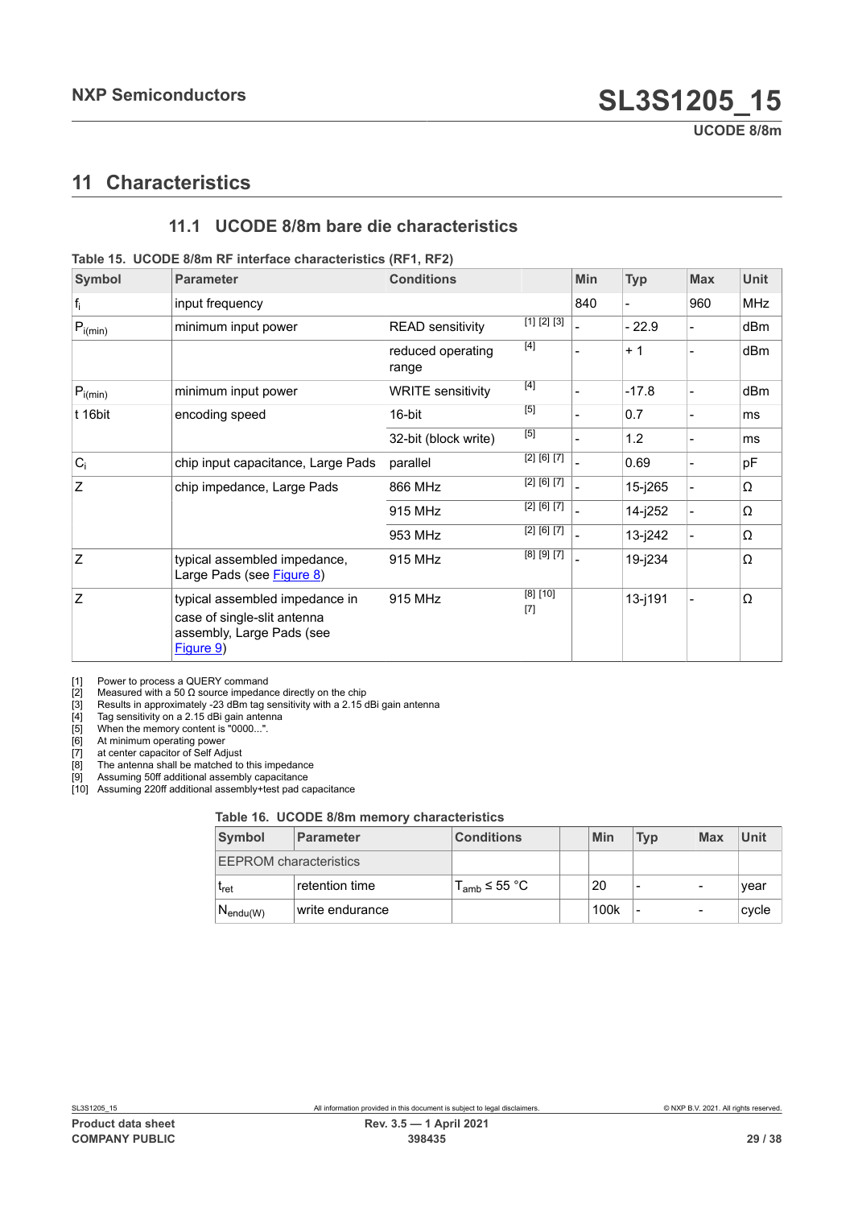# 11 Characteristics

## 11.1 UCODE 8/8m bare die characteristics

**Table 15. UCODE 8/8m RF interface characteristics (RF1, RF2)**

| Symbol | Parameter | Conditions | | Min | Typ | Max | Unit |
|---|---|---|---|---|---|---|---|
| $f_i$ | input frequency | | | 840 | - | 960 | MHz |
| $P_{i(min)}$ | minimum input power | READ sensitivity | [1] [2] [3] | - | - 22.9 | - | dBm |
| | | reduced operating range | [4] | - | + 1 | - | dBm |
| $P_{i(min)}$ | minimum input power | WRITE sensitivity | [4] | - | -17.8 | - | dBm |
| t 16bit | encoding speed | 16-bit | [5] | - | 0.7 | - | ms |
| | | 32-bit (block write) | [5] | - | 1.2 | - | ms |
| $C_i$ | chip input capacitance, Large Pads | parallel | [2] [6] [7] | - | 0.69 | - | pF |
| Z | chip impedance, Large Pads | 866 MHz | [2] [6] [7] | - | 15-j265 | - | Ω |
| | | 915 MHz | [2] [6] [7] | - | 14-j252 | - | Ω |
| | | 953 MHz | [2] [6] [7] | - | 13-j242 | - | Ω |
| Z | typical assembled impedance, Large Pads (see Figure 8) | 915 MHz | [8] [9] [7] | - | 19-j234 | | Ω |
| Z | typical assembled impedance in case of single-slit antenna assembly, Large Pads (see Figure 9) | 915 MHz | [8] [10] [7] | | 13-j191 | - | Ω |

[1] Power to process a QUERY command
[2] Measured with a 50 Ω source impedance directly on the chip
[3] Results in approximately -23 dBm tag sensitivity with a 2.15 dBi gain antenna
[4] Tag sensitivity on a 2.15 dBi gain antenna
[5] When the memory content is "0000...".
[6] At minimum operating power
[7] at center capacitor of Self Adjust
[8] The antenna shall be matched to this impedance
[9] Assuming 50ff additional assembly capacitance
[10] Assuming 220ff additional assembly+test pad capacitance

**Table 16. UCODE 8/8m memory characteristics**

| Symbol | Parameter | Conditions | | Min | Typ | Max | Unit |
|---|---|---|---|---|---|---|---|
| EEPROM characteristics | | | | | | | |
| $t_{ret}$ | retention time | $T_{amb} \leq 55$ °C | | 20 | - | - | year |
| $N_{endu(W)}$ | write endurance | | | 100k | - | - | cycle |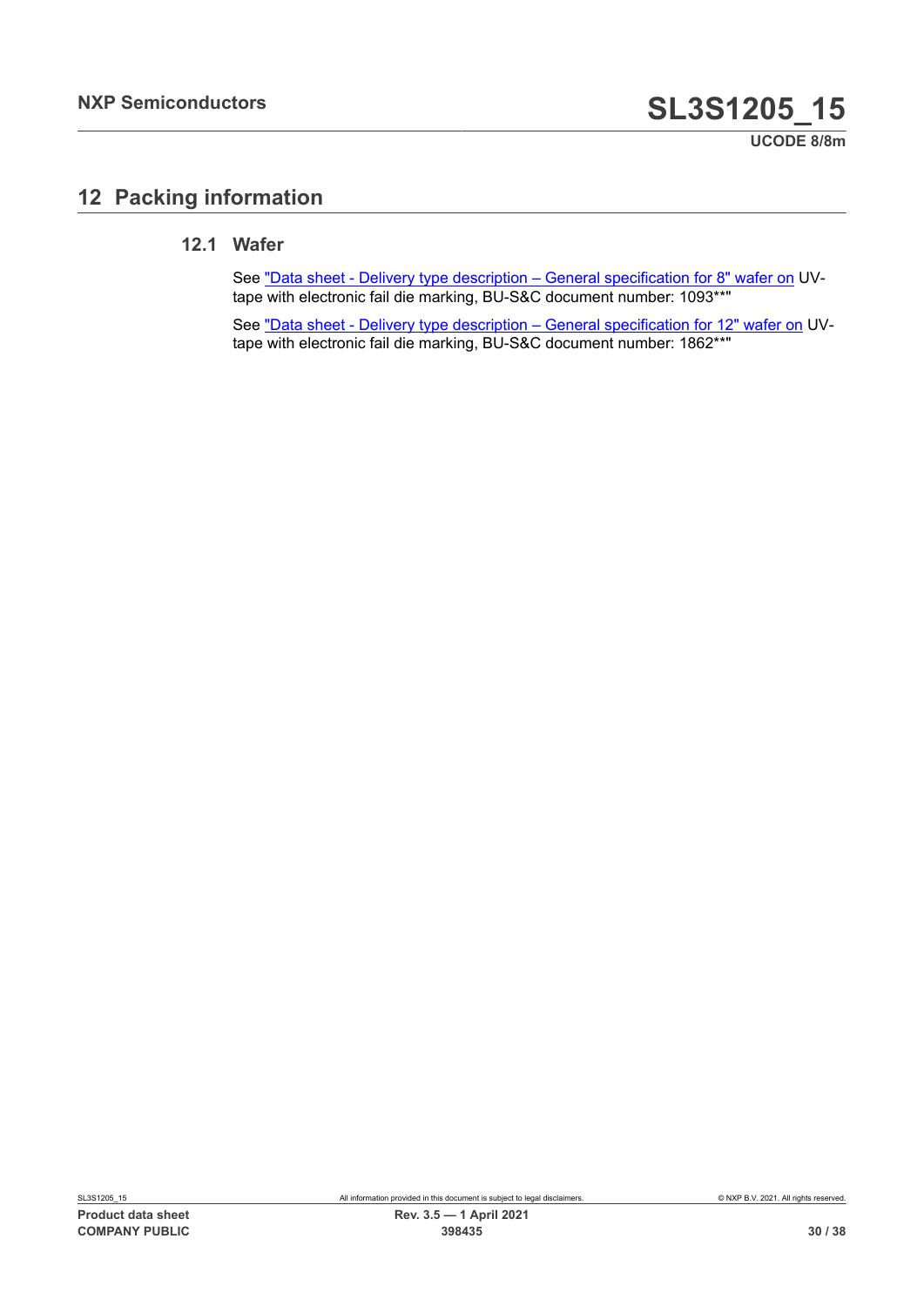## 12 Packing information

### 12.1 Wafer

See "Data sheet - Delivery type description – General specification for 8" wafer on UV-tape with electronic fail die marking, BU-S&C document number: 1093**"

See "Data sheet - Delivery type description – General specification for 12" wafer on UV-tape with electronic fail die marking, BU-S&C document number: 1862**"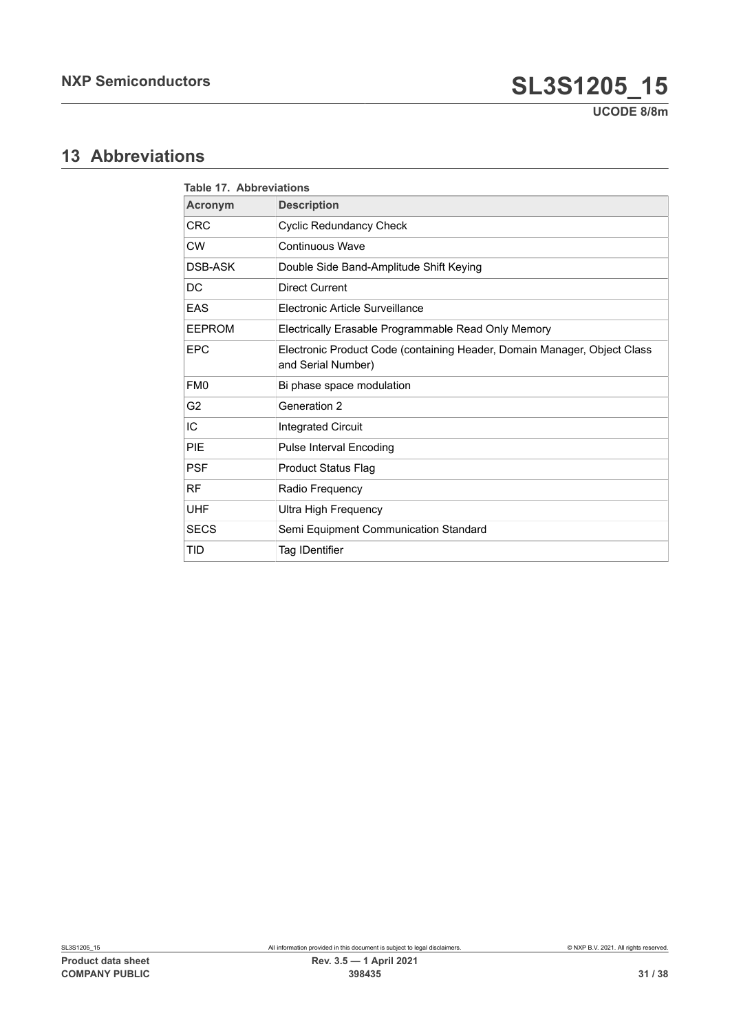## 13 Abbreviations

**Table 17. Abbreviations**

| Acronym | Description |
| --- | --- |
| CRC | Cyclic Redundancy Check |
| CW | Continuous Wave |
| DSB-ASK | Double Side Band-Amplitude Shift Keying |
| DC | Direct Current |
| EAS | Electronic Article Surveillance |
| EEPROM | Electrically Erasable Programmable Read Only Memory |
| EPC | Electronic Product Code (containing Header, Domain Manager, Object Class and Serial Number) |
| FM0 | Bi phase space modulation |
| G2 | Generation 2 |
| IC | Integrated Circuit |
| PIE | Pulse Interval Encoding |
| PSF | Product Status Flag |
| RF | Radio Frequency |
| UHF | Ultra High Frequency |
| SECS | Semi Equipment Communication Standard |
| TID | Tag IDentifier |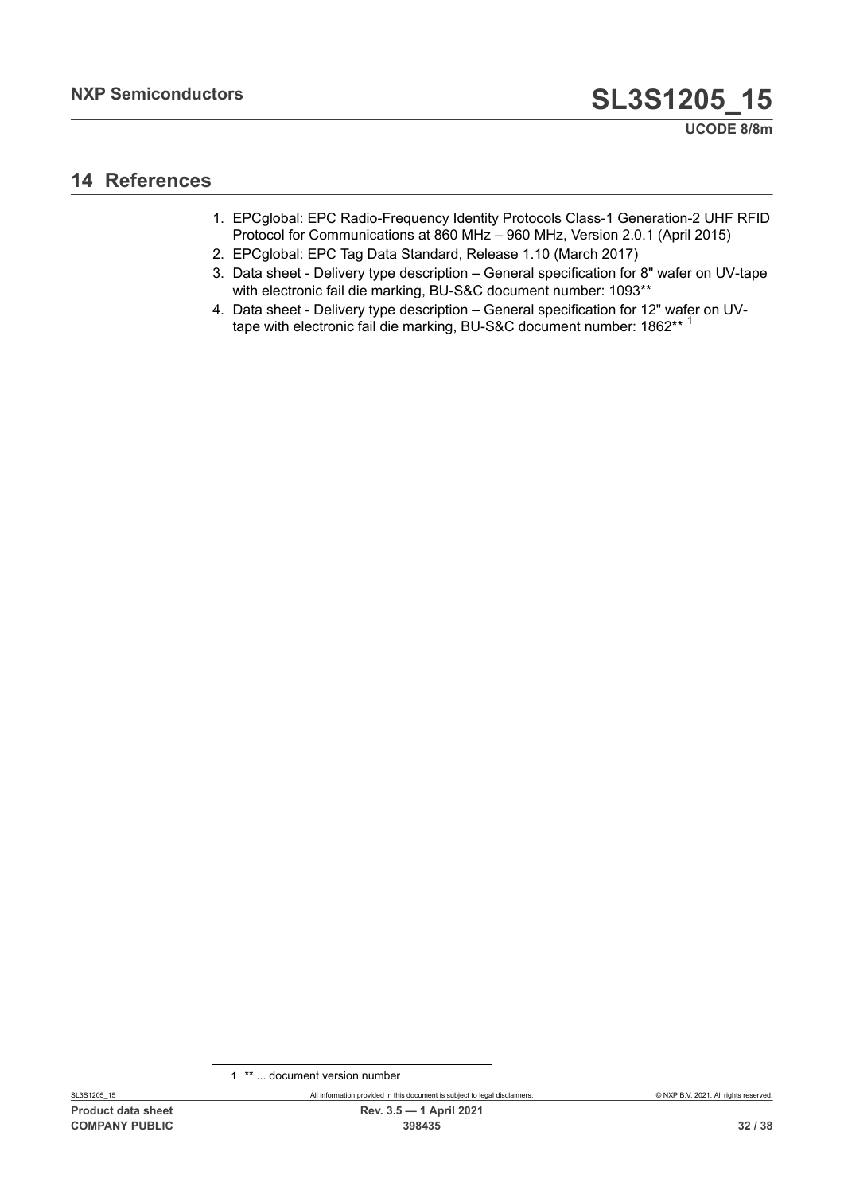## 14 References

1. EPCglobal: EPC Radio-Frequency Identity Protocols Class-1 Generation-2 UHF RFID Protocol for Communications at 860 MHz – 960 MHz, Version 2.0.1 (April 2015)
2. EPCglobal: EPC Tag Data Standard, Release 1.10 (March 2017)
3. Data sheet - Delivery type description – General specification for 8" wafer on UV-tape with electronic fail die marking, BU-S&C document number: 1093**
4. Data sheet - Delivery type description – General specification for 12" wafer on UV-tape with electronic fail die marking, BU-S&C document number: 1862** [1]

1 ** ... document version number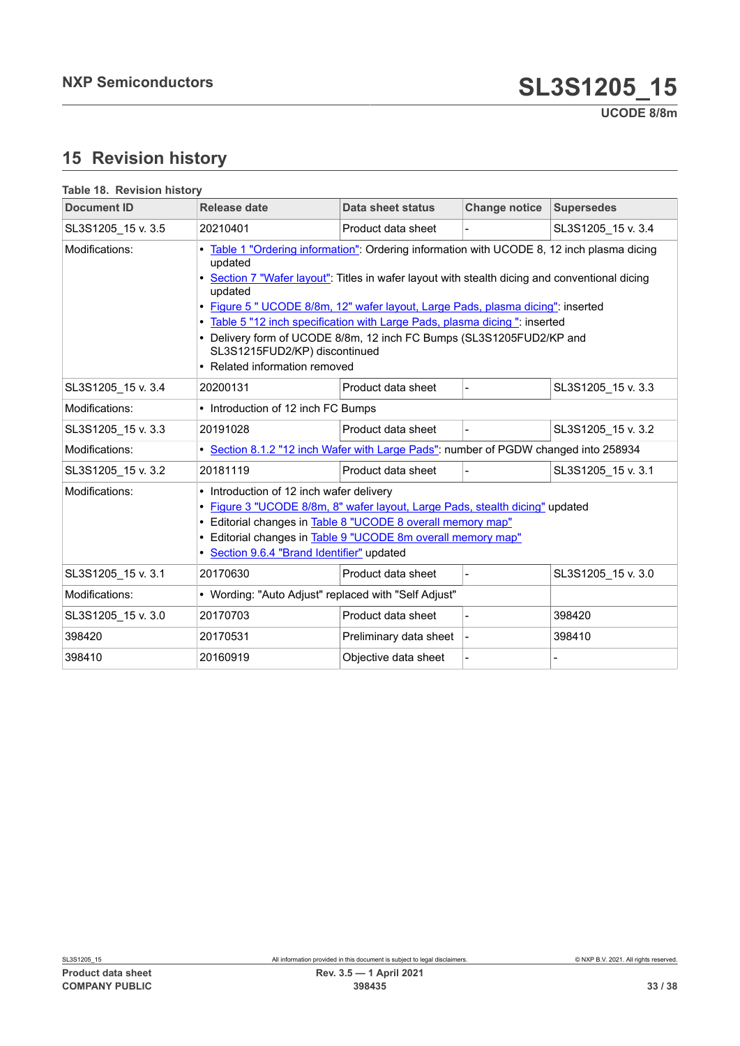## 15 Revision history

**Table 18. Revision history**

| Document ID | Release date | Data sheet status | Change notice | Supersedes |
|---|---|---|---|---|
| SL3S1205_15 v. 3.5 | 20210401 | Product data sheet | - | SL3S1205_15 v. 3.4 |
| Modifications: | • Table 1 "Ordering information": Ordering information with UCODE 8, 12 inch plasma dicing updated<br>• Section 7 "Wafer layout": Titles in wafer layout with stealth dicing and conventional dicing updated<br>• Figure 5 " UCODE 8/8m, 12" wafer layout, Large Pads, plasma dicing": inserted<br>• Table 5 "12 inch specification with Large Pads, plasma dicing ": inserted<br>• Delivery form of UCODE 8/8m, 12 inch FC Bumps (SL3S1205FUD2/KP and SL3S1215FUD2/KP) discontinued<br>• Related information removed | | | |
| SL3S1205_15 v. 3.4 | 20200131 | Product data sheet | - | SL3S1205_15 v. 3.3 |
| Modifications: | • Introduction of 12 inch FC Bumps | | | |
| SL3S1205_15 v. 3.3 | 20191028 | Product data sheet | - | SL3S1205_15 v. 3.2 |
| Modifications: | • Section 8.1.2 "12 inch Wafer with Large Pads": number of PGDW changed into 258934 | | | |
| SL3S1205_15 v. 3.2 | 20181119 | Product data sheet | - | SL3S1205_15 v. 3.1 |
| Modifications: | • Introduction of 12 inch wafer delivery<br>• Figure 3 "UCODE 8/8m, 8" wafer layout, Large Pads, stealth dicing" updated<br>• Editorial changes in Table 8 "UCODE 8 overall memory map"<br>• Editorial changes in Table 9 "UCODE 8m overall memory map"<br>• Section 9.6.4 "Brand Identifier" updated | | | |
| SL3S1205_15 v. 3.1 | 20170630 | Product data sheet | - | SL3S1205_15 v. 3.0 |
| Modifications: | • Wording: "Auto Adjust" replaced with "Self Adjust" | | | |
| SL3S1205_15 v. 3.0 | 20170703 | Product data sheet | - | 398420 |
| 398420 | 20170531 | Preliminary data sheet | - | 398410 |
| 398410 | 20160919 | Objective data sheet | - | - |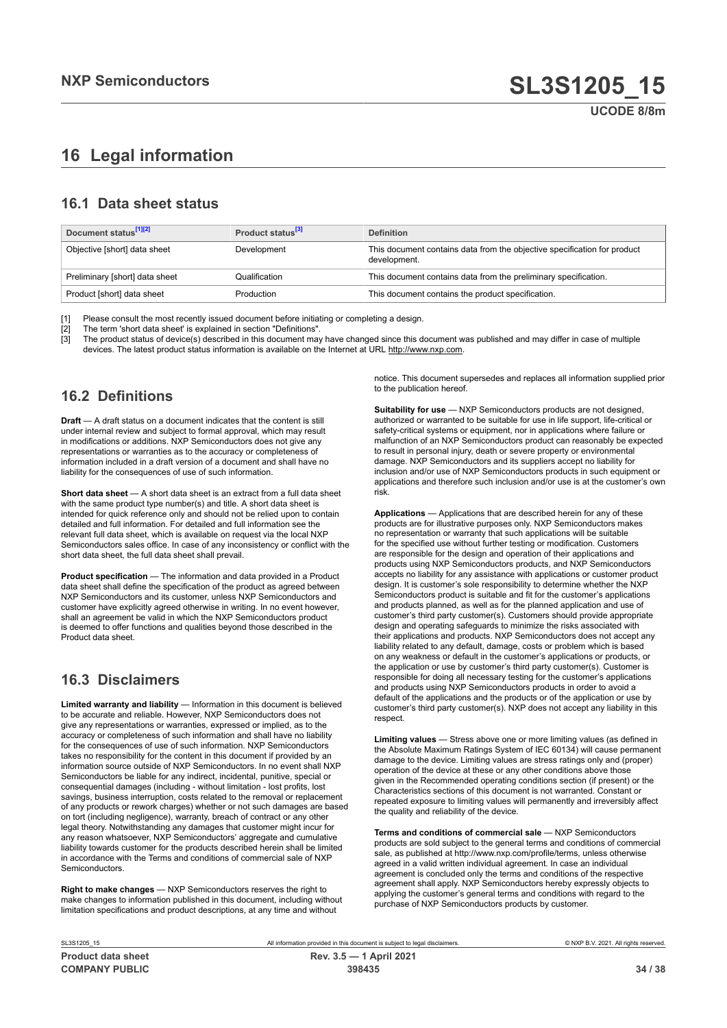# 16 Legal information

## 16.1 Data sheet status

| Document status[1][2] | Product status[3] | Definition |
|---|---|---|
| Objective [short] data sheet | Development | This document contains data from the objective specification for product development. |
| Preliminary [short] data sheet | Qualification | This document contains data from the preliminary specification. |
| Product [short] data sheet | Production | This document contains the product specification. |

[1] Please consult the most recently issued document before initiating or completing a design.
[2] The term 'short data sheet' is explained in section "Definitions".
[3] The product status of device(s) described in this document may have changed since this document was published and may differ in case of multiple devices. The latest product status information is available on the Internet at URL http://www.nxp.com.

## 16.2 Definitions

**Draft** — A draft status on a document indicates that the content is still under internal review and subject to formal approval, which may result in modifications or additions. NXP Semiconductors does not give any representations or warranties as to the accuracy or completeness of information included in a draft version of a document and shall have no liability for the consequences of use of such information.

**Short data sheet** — A short data sheet is an extract from a full data sheet with the same product type number(s) and title. A short data sheet is intended for quick reference only and should not be relied upon to contain detailed and full information. For detailed and full information see the relevant full data sheet, which is available on request via the local NXP Semiconductors sales office. In case of any inconsistency or conflict with the short data sheet, the full data sheet shall prevail.

**Product specification** — The information and data provided in a Product data sheet shall define the specification of the product as agreed between NXP Semiconductors and its customer, unless NXP Semiconductors and customer have explicitly agreed otherwise in writing. In no event however, shall an agreement be valid in which the NXP Semiconductors product is deemed to offer functions and qualities beyond those described in the Product data sheet.

## 16.3 Disclaimers

**Limited warranty and liability** — Information in this document is believed to be accurate and reliable. However, NXP Semiconductors does not give any representations or warranties, expressed or implied, as to the accuracy or completeness of such information and shall have no liability for the consequences of use of such information. NXP Semiconductors takes no responsibility for the content in this document if provided by an information source outside of NXP Semiconductors. In no event shall NXP Semiconductors be liable for any indirect, incidental, punitive, special or consequential damages (including - without limitation - lost profits, lost savings, business interruption, costs related to the removal or replacement of any products or rework charges) whether or not such damages are based on tort (including negligence), warranty, breach of contract or any other legal theory. Notwithstanding any damages that customer might incur for any reason whatsoever, NXP Semiconductors' aggregate and cumulative liability towards customer for the products described herein shall be limited in accordance with the Terms and conditions of commercial sale of NXP Semiconductors.

**Right to make changes** — NXP Semiconductors reserves the right to make changes to information published in this document, including without limitation specifications and product descriptions, at any time and without notice. This document supersedes and replaces all information supplied prior to the publication hereof.

**Suitability for use** — NXP Semiconductors products are not designed, authorized or warranted to be suitable for use in life support, life-critical or safety-critical systems or equipment, nor in applications where failure or malfunction of an NXP Semiconductors product can reasonably be expected to result in personal injury, death or severe property or environmental damage. NXP Semiconductors and its suppliers accept no liability for inclusion and/or use of NXP Semiconductors products in such equipment or applications and therefore such inclusion and/or use is at the customer's own risk.

**Applications** — Applications that are described herein for any of these products are for illustrative purposes only. NXP Semiconductors makes no representation or warranty that such applications will be suitable for the specified use without further testing or modification. Customers are responsible for the design and operation of their applications and products using NXP Semiconductors products, and NXP Semiconductors accepts no liability for any assistance with applications or customer product design. It is customer's sole responsibility to determine whether the NXP Semiconductors product is suitable and fit for the customer's applications and products planned, as well as for the planned application and use of customer's third party customer(s). Customers should provide appropriate design and operating safeguards to minimize the risks associated with their applications and products. NXP Semiconductors does not accept any liability related to any default, damage, costs or problem which is based on any weakness or default in the customer's applications or products, or the application or use by customer's third party customer(s). Customer is responsible for doing all necessary testing for the customer's applications and products using NXP Semiconductors products in order to avoid a default of the applications and the products or of the application or use by customer's third party customer(s). NXP does not accept any liability in this respect.

**Limiting values** — Stress above one or more limiting values (as defined in the Absolute Maximum Ratings System of IEC 60134) will cause permanent damage to the device. Limiting values are stress ratings only and (proper) operation of the device at these or any other conditions above those given in the Recommended operating conditions section (if present) or the Characteristics sections of this document is not warranted. Constant or repeated exposure to limiting values will permanently and irreversibly affect the quality and reliability of the device.

**Terms and conditions of commercial sale** — NXP Semiconductors products are sold subject to the general terms and conditions of commercial sale, as published at http://www.nxp.com/profile/terms, unless otherwise agreed in a valid written individual agreement. In case an individual agreement is concluded only the terms and conditions of the respective agreement shall apply. NXP Semiconductors hereby expressly objects to applying the customer's general terms and conditions with regard to the purchase of NXP Semiconductors products by customer.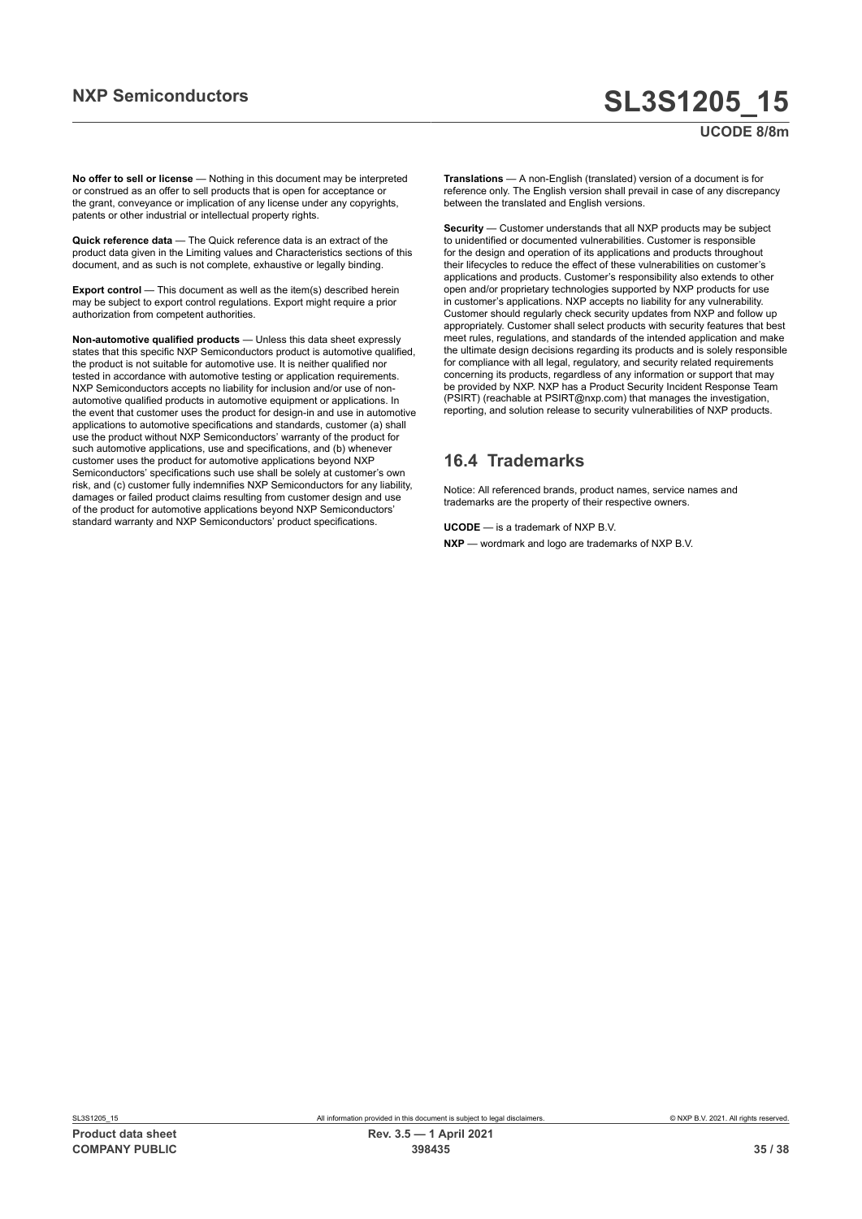**No offer to sell or license** — Nothing in this document may be interpreted or construed as an offer to sell products that is open for acceptance or the grant, conveyance or implication of any license under any copyrights, patents or other industrial or intellectual property rights.

**Quick reference data** — The Quick reference data is an extract of the product data given in the Limiting values and Characteristics sections of this document, and as such is not complete, exhaustive or legally binding.

**Export control** — This document as well as the item(s) described herein may be subject to export control regulations. Export might require a prior authorization from competent authorities.

**Non-automotive qualified products** — Unless this data sheet expressly states that this specific NXP Semiconductors product is automotive qualified, the product is not suitable for automotive use. It is neither qualified nor tested in accordance with automotive testing or application requirements. NXP Semiconductors accepts no liability for inclusion and/or use of non-automotive qualified products in automotive equipment or applications. In the event that customer uses the product for design-in and use in automotive applications to automotive specifications and standards, customer (a) shall use the product without NXP Semiconductors' warranty of the product for such automotive applications, use and specifications, and (b) whenever customer uses the product for automotive applications beyond NXP Semiconductors' specifications such use shall be solely at customer's own risk, and (c) customer fully indemnifies NXP Semiconductors for any liability, damages or failed product claims resulting from customer design and use of the product for automotive applications beyond NXP Semiconductors' standard warranty and NXP Semiconductors' product specifications.

**Translations** — A non-English (translated) version of a document is for reference only. The English version shall prevail in case of any discrepancy between the translated and English versions.

**Security** — Customer understands that all NXP products may be subject to unidentified or documented vulnerabilities. Customer is responsible for the design and operation of its applications and products throughout their lifecycles to reduce the effect of these vulnerabilities on customer's applications and products. Customer's responsibility also extends to other open and/or proprietary technologies supported by NXP products for use in customer's applications. NXP accepts no liability for any vulnerability. Customer should regularly check security updates from NXP and follow up appropriately. Customer shall select products with security features that best meet rules, regulations, and standards of the intended application and make the ultimate design decisions regarding its products and is solely responsible for compliance with all legal, regulatory, and security related requirements concerning its products, regardless of any information or support that may be provided by NXP. NXP has a Product Security Incident Response Team (PSIRT) (reachable at PSIRT@nxp.com) that manages the investigation, reporting, and solution release to security vulnerabilities of NXP products.

## 16.4 Trademarks

Notice: All referenced brands, product names, service names and trademarks are the property of their respective owners.

**UCODE** — is a trademark of NXP B.V.

**NXP** — wordmark and logo are trademarks of NXP B.V.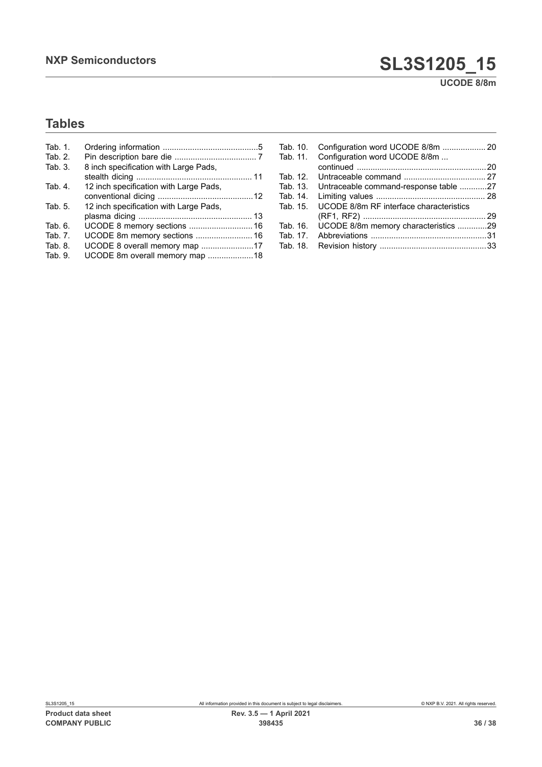## Tables

Tab. 1. Ordering information ..........................................5
Tab. 2. Pin description bare die .................................... 7
Tab. 3. 8 inch specification with Large Pads, stealth dicing .................................................. 11
Tab. 4. 12 inch specification with Large Pads, conventional dicing ..........................................12
Tab. 5. 12 inch specification with Large Pads, plasma dicing ................................................. 13
Tab. 6. UCODE 8 memory sections ............................ 16
Tab. 7. UCODE 8m memory sections ......................... 16
Tab. 8. UCODE 8 overall memory map .......................17
Tab. 9. UCODE 8m overall memory map ....................18
Tab. 10. Configuration word UCODE 8/8m ................... 20
Tab. 11. Configuration word UCODE 8/8m ... continued .........................................................20
Tab. 12. Untraceable command .................................... 27
Tab. 13. Untraceable command-response table ............27
Tab. 14. Limiting values ................................................ 28
Tab. 15. UCODE 8/8m RF interface characteristics (RF1, RF2) ...................................................... 29
Tab. 16. UCODE 8/8m memory characteristics .............29
Tab. 17. Abbreviations ..................................................31
Tab. 18. Revision history ...............................................33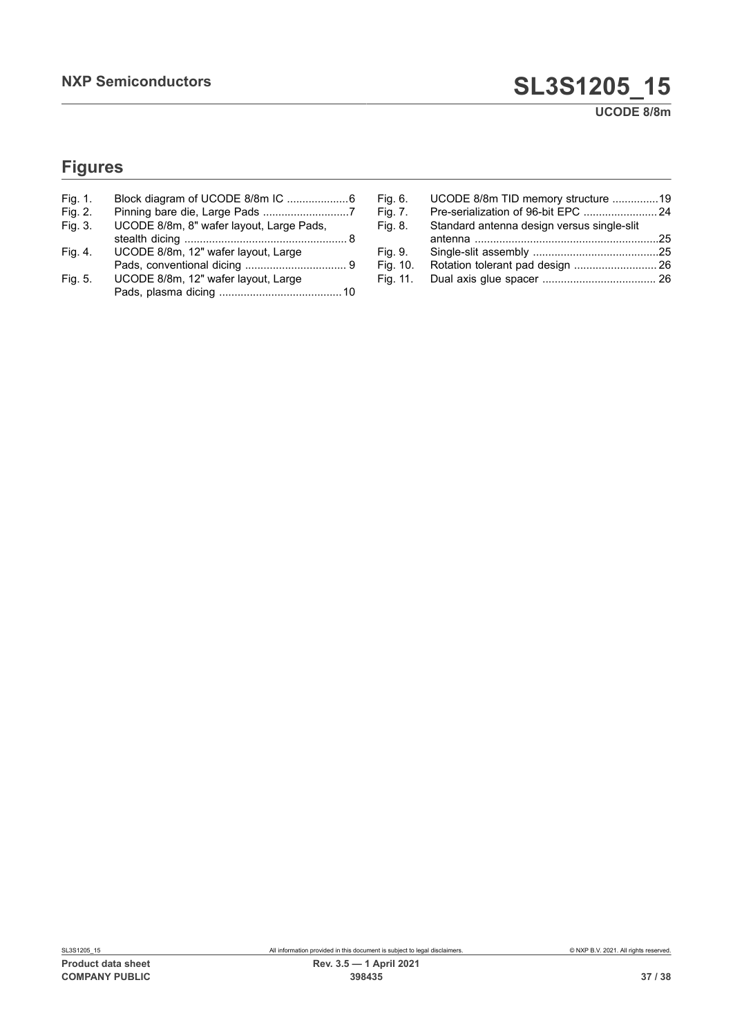## Figures

Fig. 1. Block diagram of UCODE 8/8m IC ....................6
Fig. 2. Pinning bare die, Large Pads ...........................7
Fig. 3. UCODE 8/8m, 8" wafer layout, Large Pads, stealth dicing .................................................... 8
Fig. 4. UCODE 8/8m, 12" wafer layout, Large Pads, conventional dicing ................................ 9
Fig. 5. UCODE 8/8m, 12" wafer layout, Large Pads, plasma dicing .......................................10
Fig. 6. UCODE 8/8m TID memory structure ...............19
Fig. 7. Pre-serialization of 96-bit EPC ........................24
Fig. 8. Standard antenna design versus single-slit antenna ..........................................................25
Fig. 9. Single-slit assembly .........................................25
Fig. 10. Rotation tolerant pad design ........................... 26
Fig. 11. Dual axis glue spacer ..................................... 26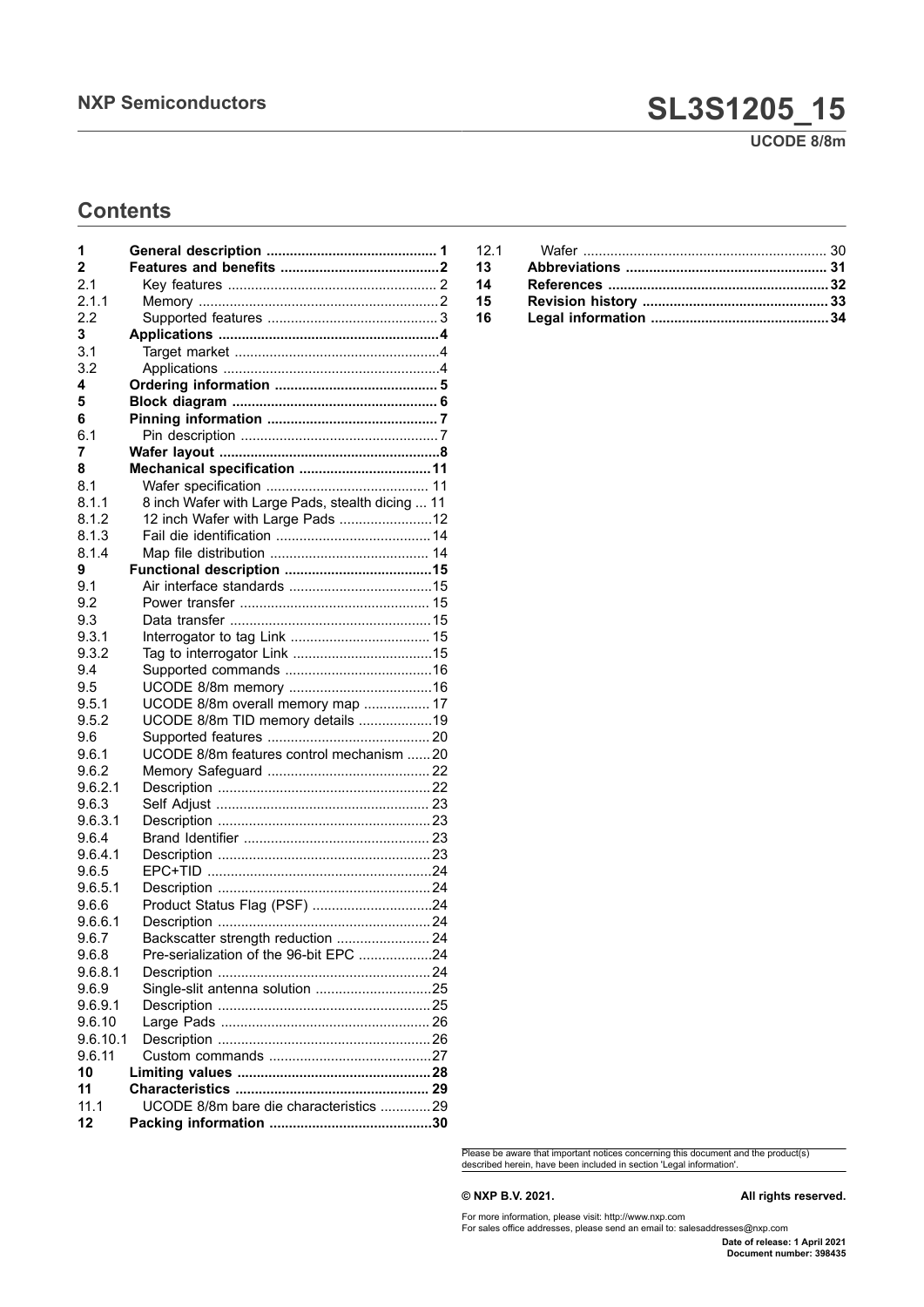## Contents

| | | |
|---|---|---|
| **1** | **General description** | **1** |
| **2** | **Features and benefits** | **2** |
| 2.1 | Key features | 2 |
| 2.1.1 | Memory | 2 |
| 2.2 | Supported features | 3 |
| **3** | **Applications** | **4** |
| 3.1 | Target market | 4 |
| 3.2 | Applications | 4 |
| **4** | **Ordering information** | **5** |
| **5** | **Block diagram** | **6** |
| **6** | **Pinning information** | **7** |
| 6.1 | Pin description | 7 |
| **7** | **Wafer layout** | **8** |
| **8** | **Mechanical specification** | **11** |
| 8.1 | Wafer specification | 11 |
| 8.1.1 | 8 inch Wafer with Large Pads, stealth dicing | 11 |
| 8.1.2 | 12 inch Wafer with Large Pads | 12 |
| 8.1.3 | Fail die identification | 14 |
| 8.1.4 | Map file distribution | 14 |
| **9** | **Functional description** | **15** |
| 9.1 | Air interface standards | 15 |
| 9.2 | Power transfer | 15 |
| 9.3 | Data transfer | 15 |
| 9.3.1 | Interrogator to tag Link | 15 |
| 9.3.2 | Tag to interrogator Link | 15 |
| 9.4 | Supported commands | 16 |
| 9.5 | UCODE 8/8m memory | 16 |
| 9.5.1 | UCODE 8/8m overall memory map | 17 |
| 9.5.2 | UCODE 8/8m TID memory details | 19 |
| 9.6 | Supported features | 20 |
| 9.6.1 | UCODE 8/8m features control mechanism | 20 |
| 9.6.2 | Memory Safeguard | 22 |
| 9.6.2.1 | Description | 22 |
| 9.6.3 | Self Adjust | 23 |
| 9.6.3.1 | Description | 23 |
| 9.6.4 | Brand Identifier | 23 |
| 9.6.4.1 | Description | 23 |
| 9.6.5 | EPC+TID | 24 |
| 9.6.5.1 | Description | 24 |
| 9.6.6 | Product Status Flag (PSF) | 24 |
| 9.6.6.1 | Description | 24 |
| 9.6.7 | Backscatter strength reduction | 24 |
| 9.6.8 | Pre-serialization of the 96-bit EPC | 24 |
| 9.6.8.1 | Description | 24 |
| 9.6.9 | Single-slit antenna solution | 25 |
| 9.6.9.1 | Description | 25 |
| 9.6.10 | Large Pads | 26 |
| 9.6.10.1 | Description | 26 |
| 9.6.11 | Custom commands | 27 |
| **10** | **Limiting values** | **28** |
| **11** | **Characteristics** | **29** |
| 11.1 | UCODE 8/8m bare die characteristics | 29 |
| **12** | **Packing information** | **30** |
| 12.1 | Wafer | 30 |
| **13** | **Abbreviations** | **31** |
| **14** | **References** | **32** |
| **15** | **Revision history** | **33** |
| **16** | **Legal information** | **34** |

Please be aware that important notices concerning this document and the product(s) described herein, have been included in section 'Legal information'.

**© NXP B.V. 2021.** **All rights reserved.**

For more information, please visit: http://www.nxp.com
For sales office addresses, please send an email to: salesaddresses@nxp.com

**Date of release: 1 April 2021**
**Document number: 398435**